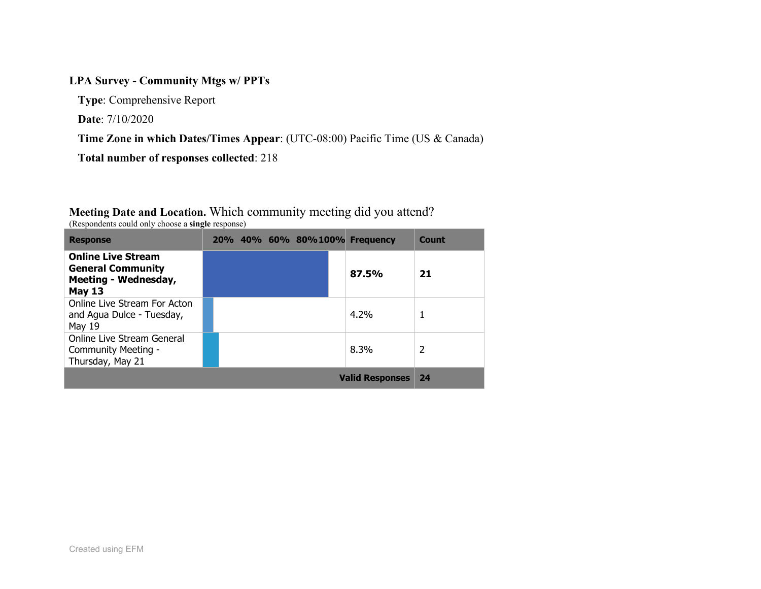**LPA Survey - Community Mtgs w/ PPTs**

**Type**: Comprehensive Report

**Date**: 7/10/2020

**Time Zone in which Dates/Times Appear**: (UTC-08:00) Pacific Time (US & Canada)

**Total number of responses collected**: 218

**Meeting Date and Location.** Which community meeting did you attend?
(Respondents could only choose a **single** response)

| Response | 20% 40% 60% 80% 100% | Frequency | Count |
|---|---|---|---|
| **Online Live Stream General Community Meeting - Wednesday, May 13** | | **87.5%** | **21** |
| Online Live Stream For Acton and Agua Dulce - Tuesday, May 19 | | 4.2% | 1 |
| Online Live Stream General Community Meeting - Thursday, May 21 | | 8.3% | 2 |
| | | **Valid Responses** | **24** |

Created using EFM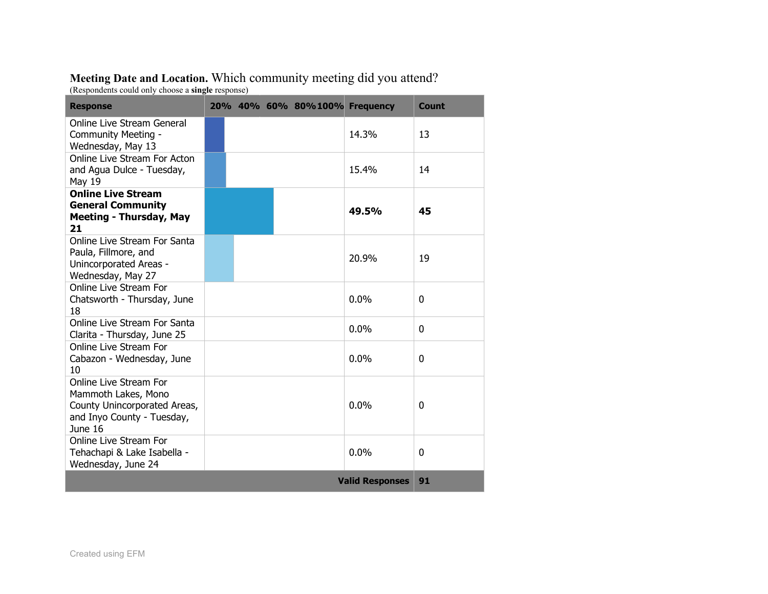**Meeting Date and Location.** Which community meeting did you attend?
(Respondents could only choose a **single** response)

| Response | 20% 40% 60% 80% 100% | Frequency | Count |
|---|---|---|---|
| Online Live Stream General Community Meeting - Wednesday, May 13 | | 14.3% | 13 |
| Online Live Stream For Acton and Agua Dulce - Tuesday, May 19 | | 15.4% | 14 |
| **Online Live Stream General Community Meeting - Thursday, May 21** | | **49.5%** | **45** |
| Online Live Stream For Santa Paula, Fillmore, and Unincorporated Areas - Wednesday, May 27 | | 20.9% | 19 |
| Online Live Stream For Chatsworth - Thursday, June 18 | | 0.0% | 0 |
| Online Live Stream For Santa Clarita - Thursday, June 25 | | 0.0% | 0 |
| Online Live Stream For Cabazon - Wednesday, June 10 | | 0.0% | 0 |
| Online Live Stream For Mammoth Lakes, Mono County Unincorporated Areas, and Inyo County - Tuesday, June 16 | | 0.0% | 0 |
| Online Live Stream For Tehachapi & Lake Isabella - Wednesday, June 24 | | 0.0% | 0 |
| | | **Valid Responses** | **91** |

Created using EFM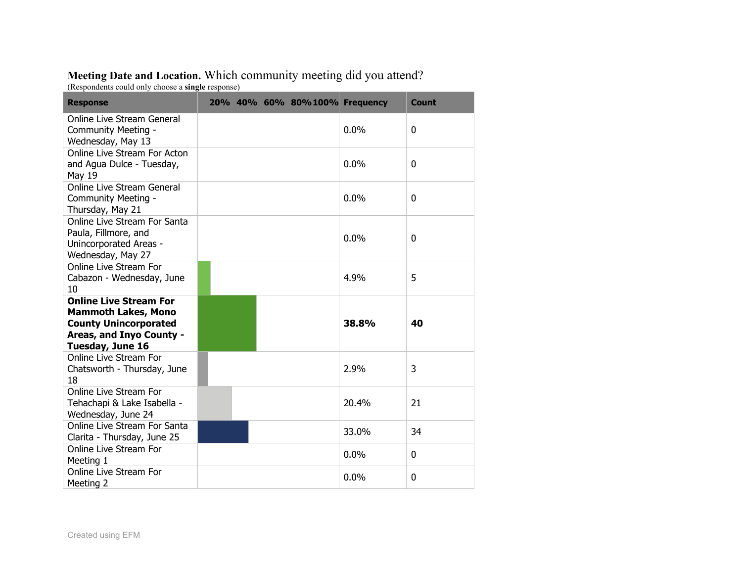**Meeting Date and Location.** Which community meeting did you attend?
(Respondents could only choose a **single** response)

| Response | 20% 40% 60% 80% 100% | Frequency | Count |
|---|---|---|---|
| Online Live Stream General Community Meeting - Wednesday, May 13 | | 0.0% | 0 |
| Online Live Stream For Acton and Agua Dulce - Tuesday, May 19 | | 0.0% | 0 |
| Online Live Stream General Community Meeting - Thursday, May 21 | | 0.0% | 0 |
| Online Live Stream For Santa Paula, Fillmore, and Unincorporated Areas - Wednesday, May 27 | | 0.0% | 0 |
| Online Live Stream For Cabazon - Wednesday, June 10 | | 4.9% | 5 |
| **Online Live Stream For Mammoth Lakes, Mono County Unincorporated Areas, and Inyo County - Tuesday, June 16** | | **38.8%** | **40** |
| Online Live Stream For Chatsworth - Thursday, June 18 | | 2.9% | 3 |
| Online Live Stream For Tehachapi & Lake Isabella - Wednesday, June 24 | | 20.4% | 21 |
| Online Live Stream For Santa Clarita - Thursday, June 25 | | 33.0% | 34 |
| Online Live Stream For Meeting 1 | | 0.0% | 0 |
| Online Live Stream For Meeting 2 | | 0.0% | 0 |

Created using EFM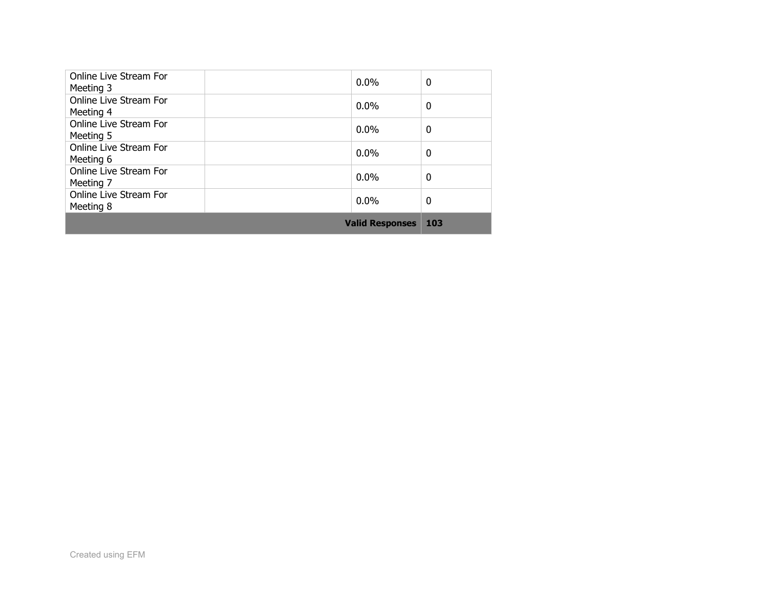| | | | |
|---|---|---|---|
| Online Live Stream For Meeting 3 | | 0.0% | 0 |
| Online Live Stream For Meeting 4 | | 0.0% | 0 |
| Online Live Stream For Meeting 5 | | 0.0% | 0 |
| Online Live Stream For Meeting 6 | | 0.0% | 0 |
| Online Live Stream For Meeting 7 | | 0.0% | 0 |
| Online Live Stream For Meeting 8 | | 0.0% | 0 |
| | | **Valid Responses** | **103** |

Created using EFM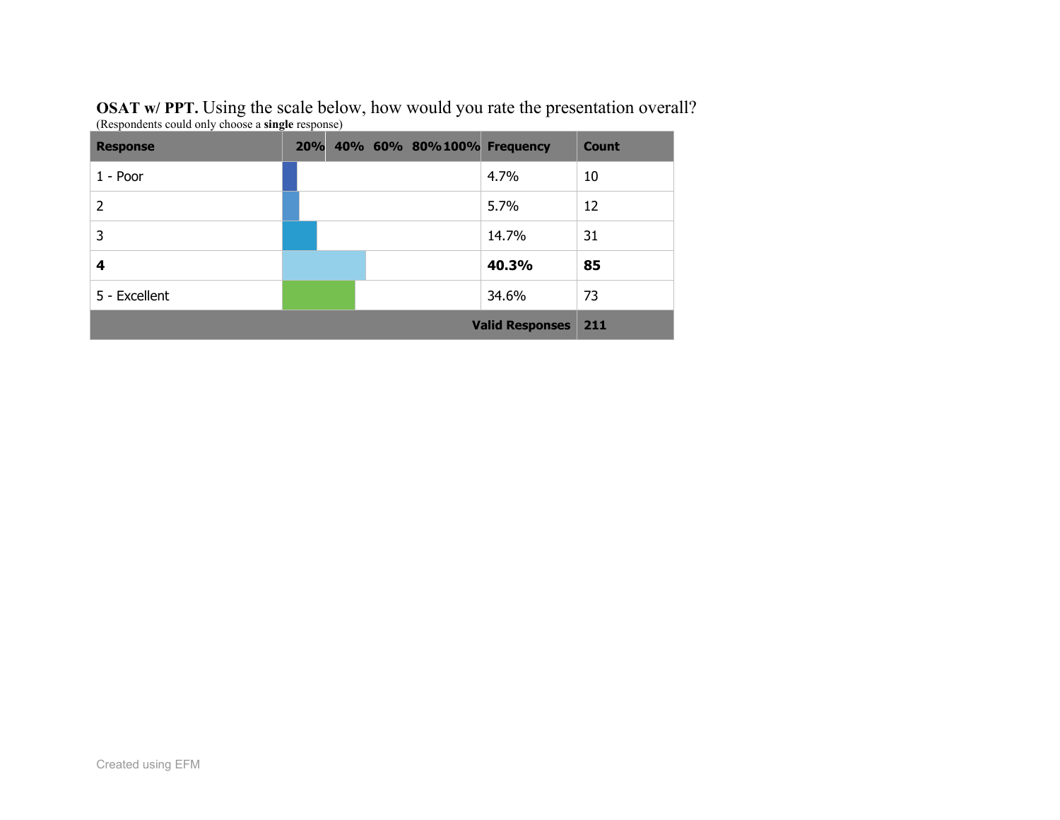**OSAT w/ PPT.** Using the scale below, how would you rate the presentation overall?
(Respondents could only choose a **single** response)

| Response | 20% 40% 60% 80% 100% | Frequency | Count |
|---|---|---|---|
| 1 - Poor | | 4.7% | 10 |
| 2 | | 5.7% | 12 |
| 3 | | 14.7% | 31 |
| **4** | | **40.3%** | **85** |
| 5 - Excellent | | 34.6% | 73 |
| | | **Valid Responses** | **211** |

Created using EFM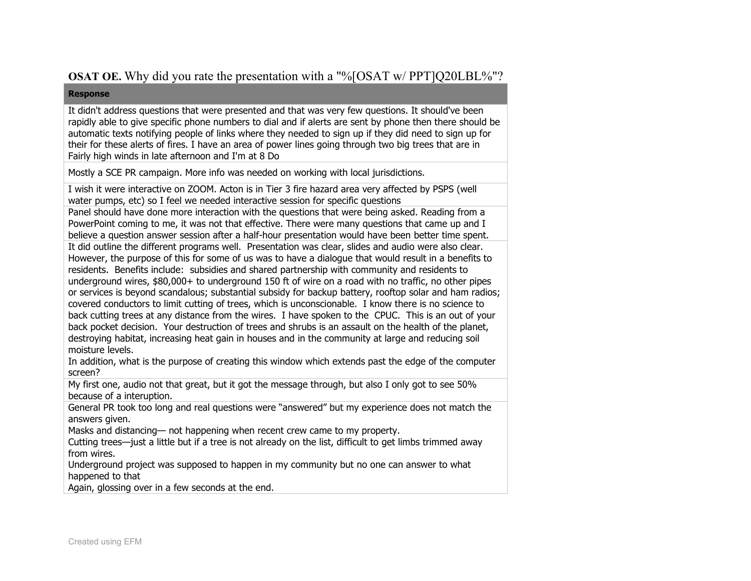**OSAT OE.** Why did you rate the presentation with a "%[OSAT w/ PPT]Q20LBL%"?

| Response |
|---|
| It didn't address questions that were presented and that was very few questions. It should've been rapidly able to give specific phone numbers to dial and if alerts are sent by phone then there should be automatic texts notifying people of links where they needed to sign up if they did need to sign up for their for these alerts of fires. I have an area of power lines going through two big trees that are in Fairly high winds in late afternoon and I'm at 8 Do |
| Mostly a SCE PR campaign. More info was needed on working with local jurisdictions. |
| I wish it were interactive on ZOOM. Acton is in Tier 3 fire hazard area very affected by PSPS (well water pumps, etc) so I feel we needed interactive session for specific questions |
| Panel should have done more interaction with the questions that were being asked. Reading from a PowerPoint coming to me, it was not that effective. There were many questions that came up and I believe a question answer session after a half-hour presentation would have been better time spent. |
| It did outline the different programs well. Presentation was clear, slides and audio were also clear. However, the purpose of this for some of us was to have a dialogue that would result in a benefits to residents. Benefits include: subsidies and shared partnership with community and residents to underground wires, $80,000+ to underground 150 ft of wire on a road with no traffic, no other pipes or services is beyond scandalous; substantial subsidy for backup battery, rooftop solar and ham radios; covered conductors to limit cutting of trees, which is unconscionable. I know there is no science to back cutting trees at any distance from the wires. I have spoken to the CPUC. This is an out of your back pocket decision. Your destruction of trees and shrubs is an assault on the health of the planet, destroying habitat, increasing heat gain in houses and in the community at large and reducing soil moisture levels.<br>In addition, what is the purpose of creating this window which extends past the edge of the computer screen? |
| My first one, audio not that great, but it got the message through, but also I only got to see 50% because of a interuption. |
| General PR took too long and real questions were “answered” but my experience does not match the answers given.<br>Masks and distancing— not happening when recent crew came to my property.<br>Cutting trees—just a little but if a tree is not already on the list, difficult to get limbs trimmed away from wires.<br>Underground project was supposed to happen in my community but no one can answer to what happened to that<br>Again, glossing over in a few seconds at the end. |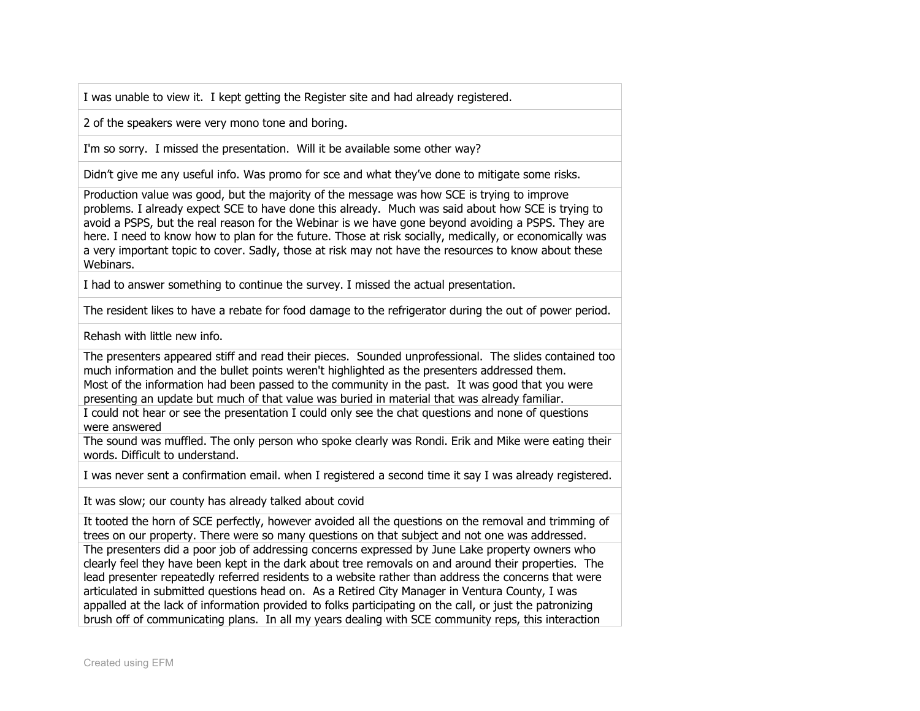| |
|---|
| I was unable to view it. I kept getting the Register site and had already registered. |
| 2 of the speakers were very mono tone and boring. |
| I'm so sorry. I missed the presentation. Will it be available some other way? |
| Didn't give me any useful info. Was promo for sce and what they've done to mitigate some risks. |
| Production value was good, but the majority of the message was how SCE is trying to improve problems. I already expect SCE to have done this already. Much was said about how SCE is trying to avoid a PSPS, but the real reason for the Webinar is we have gone beyond avoiding a PSPS. They are here. I need to know how to plan for the future. Those at risk socially, medically, or economically was a very important topic to cover. Sadly, those at risk may not have the resources to know about these Webinars. |
| I had to answer something to continue the survey. I missed the actual presentation. |
| The resident likes to have a rebate for food damage to the refrigerator during the out of power period. |
| Rehash with little new info. |
| The presenters appeared stiff and read their pieces. Sounded unprofessional. The slides contained too much information and the bullet points weren't highlighted as the presenters addressed them. Most of the information had been passed to the community in the past. It was good that you were presenting an update but much of that value was buried in material that was already familiar. |
| I could not hear or see the presentation I could only see the chat questions and none of questions were answered |
| The sound was muffled. The only person who spoke clearly was Rondi. Erik and Mike were eating their words. Difficult to understand. |
| I was never sent a confirmation email. when I registered a second time it say I was already registered. |
| It was slow; our county has already talked about covid |
| It tooted the horn of SCE perfectly, however avoided all the questions on the removal and trimming of trees on our property. There were so many questions on that subject and not one was addressed. |
| The presenters did a poor job of addressing concerns expressed by June Lake property owners who clearly feel they have been kept in the dark about tree removals on and around their properties. The lead presenter repeatedly referred residents to a website rather than address the concerns that were articulated in submitted questions head on. As a Retired City Manager in Ventura County, I was appalled at the lack of information provided to folks participating on the call, or just the patronizing brush off of communicating plans. In all my years dealing with SCE community reps, this interaction |

Created using EFM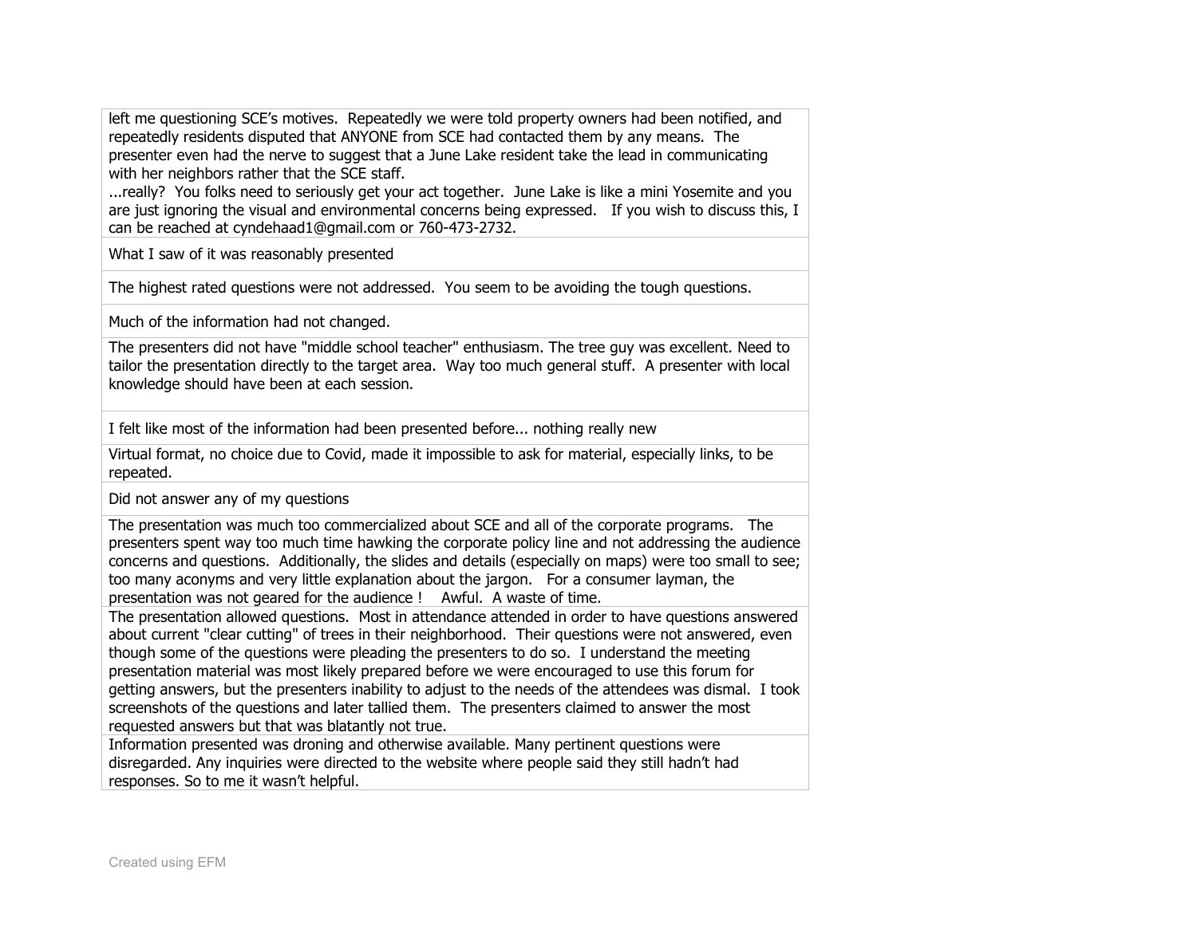| |
|---|
| left me questioning SCE's motives. Repeatedly we were told property owners had been notified, and repeatedly residents disputed that ANYONE from SCE had contacted them by any means. The presenter even had the nerve to suggest that a June Lake resident take the lead in communicating with her neighbors rather that the SCE staff.<br>...really? You folks need to seriously get your act together. June Lake is like a mini Yosemite and you are just ignoring the visual and environmental concerns being expressed. If you wish to discuss this, I can be reached at cyndehaad1@gmail.com or 760-473-2732. |
| What I saw of it was reasonably presented |
| The highest rated questions were not addressed. You seem to be avoiding the tough questions. |
| Much of the information had not changed. |
| The presenters did not have "middle school teacher" enthusiasm. The tree guy was excellent. Need to tailor the presentation directly to the target area. Way too much general stuff. A presenter with local knowledge should have been at each session. |
| I felt like most of the information had been presented before... nothing really new |
| Virtual format, no choice due to Covid, made it impossible to ask for material, especially links, to be repeated. |
| Did not answer any of my questions |
| The presentation was much too commercialized about SCE and all of the corporate programs. The presenters spent way too much time hawking the corporate policy line and not addressing the audience concerns and questions. Additionally, the slides and details (especially on maps) were too small to see; too many acronyms and very little explanation about the jargon. For a consumer layman, the presentation was not geared for the audience ! Awful. A waste of time. |
| The presentation allowed questions. Most in attendance attended in order to have questions answered about current "clear cutting" of trees in their neighborhood. Their questions were not answered, even though some of the questions were pleading the presenters to do so. I understand the meeting presentation material was most likely prepared before we were encouraged to use this forum for getting answers, but the presenters inability to adjust to the needs of the attendees was dismal. I took screenshots of the questions and later tallied them. The presenters claimed to answer the most requested answers but that was blatantly not true. |
| Information presented was droning and otherwise available. Many pertinent questions were disregarded. Any inquiries were directed to the website where people said they still hadn't had responses. So to me it wasn't helpful. |

Created using EFM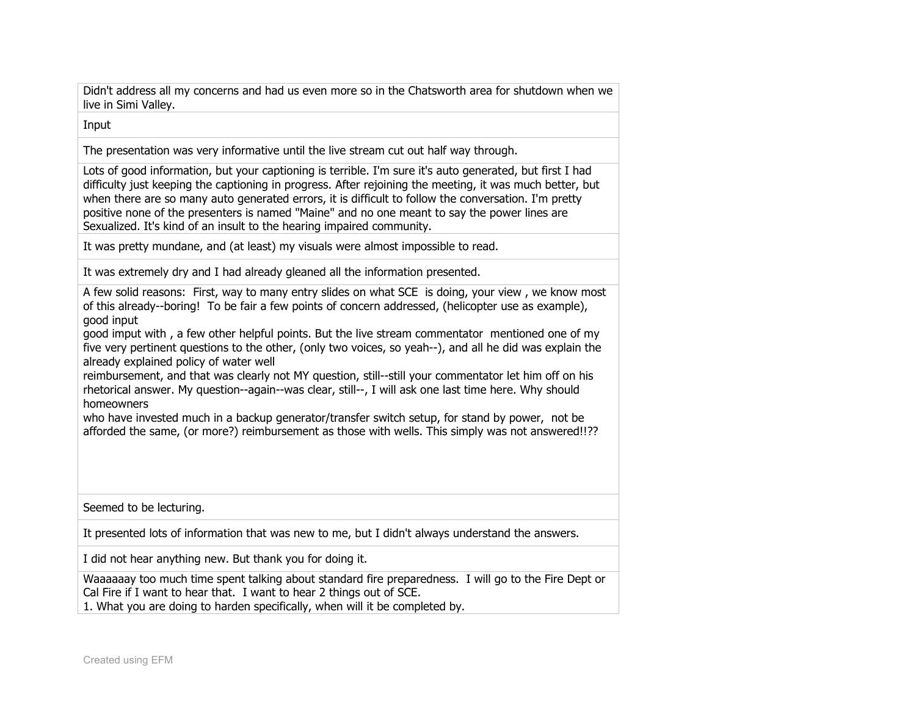| |
|---|
| Didn't address all my concerns and had us even more so in the Chatsworth area for shutdown when we live in Simi Valley. |
| Input |
| The presentation was very informative until the live stream cut out half way through. |
| Lots of good information, but your captioning is terrible. I'm sure it's auto generated, but first I had difficulty just keeping the captioning in progress. After rejoining the meeting, it was much better, but when there are so many auto generated errors, it is difficult to follow the conversation. I'm pretty positive none of the presenters is named "Maine" and no one meant to say the power lines are Sexualized. It's kind of an insult to the hearing impaired community. |
| It was pretty mundane, and (at least) my visuals were almost impossible to read. |
| It was extremely dry and I had already gleaned all the information presented. |
| A few solid reasons: First, way to many entry slides on what SCE is doing, your view , we know most of this already--boring! To be fair a few points of concern addressed, (helicopter use as example), good input<br>good imput with , a few other helpful points. But the live stream commentator mentioned one of my five very pertinent questions to the other, (only two voices, so yeah--), and all he did was explain the already explained policy of water well<br>reimbursement, and that was clearly not MY question, still--still your commentator let him off on his rhetorical answer. My question--again--was clear, still--, I will ask one last time here. Why should homeowners<br>who have invested much in a backup generator/transfer switch setup, for stand by power, not be afforded the same, (or more?) reimbursement as those with wells. This simply was not answered!!?? |
| Seemed to be lecturing. |
| It presented lots of information that was new to me, but I didn't always understand the answers. |
| I did not hear anything new. But thank you for doing it. |
| Waaaaaay too much time spent talking about standard fire preparedness. I will go to the Fire Dept or Cal Fire if I want to hear that. I want to hear 2 things out of SCE.<br>1. What you are doing to harden specifically, when will it be completed by. |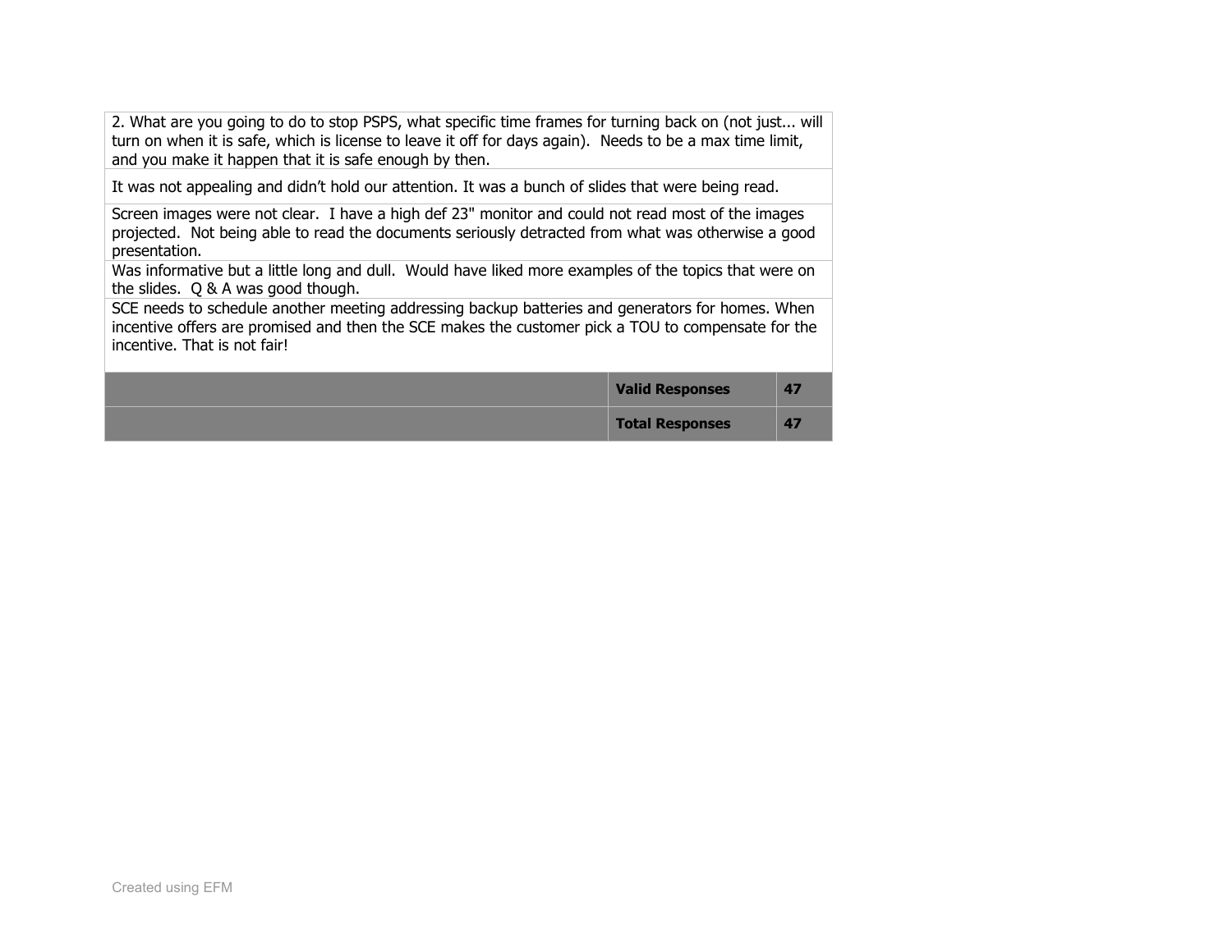| | | |
|---|---|---|
| 2. What are you going to do to stop PSPS, what specific time frames for turning back on (not just... will turn on when it is safe, which is license to leave it off for days again). Needs to be a max time limit, and you make it happen that it is safe enough by then. | | |
| It was not appealing and didn't hold our attention. It was a bunch of slides that were being read. | | |
| Screen images were not clear. I have a high def 23" monitor and could not read most of the images projected. Not being able to read the documents seriously detracted from what was otherwise a good presentation. | | |
| Was informative but a little long and dull. Would have liked more examples of the topics that were on the slides. Q & A was good though. | | |
| SCE needs to schedule another meeting addressing backup batteries and generators for homes. When incentive offers are promised and then the SCE makes the customer pick a TOU to compensate for the incentive. That is not fair! | | |
| | **Valid Responses** | **47** |
| | **Total Responses** | **47** |

Created using EFM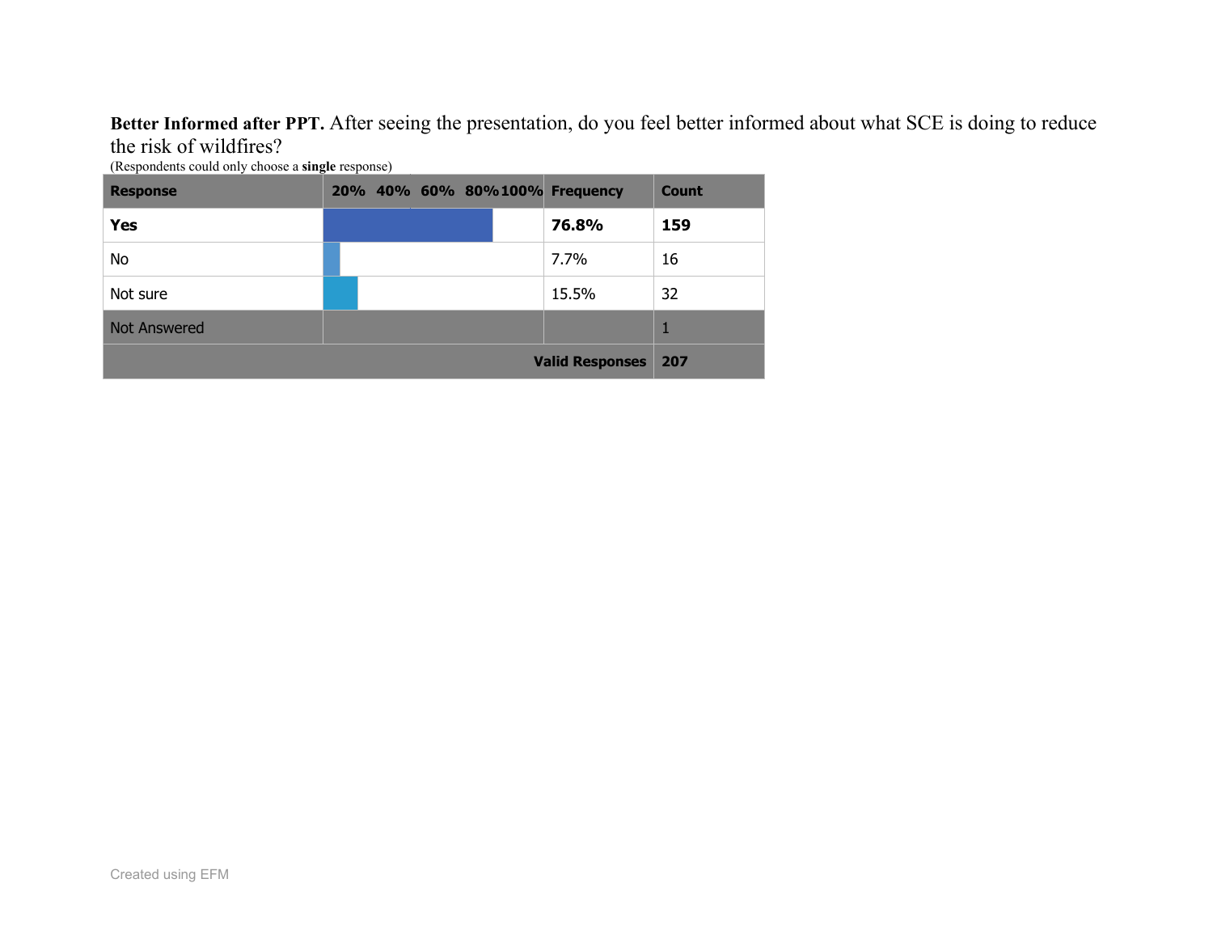**Better Informed after PPT.** After seeing the presentation, do you feel better informed about what SCE is doing to reduce the risk of wildfires?

(Respondents could only choose a **single** response)

| Response | 20% 40% 60% 80% 100% | Frequency | Count |
|---|---|---|---|
| **Yes** | | **76.8%** | **159** |
| No | | 7.7% | 16 |
| Not sure | | 15.5% | 32 |
| Not Answered | | | 1 |
| | | **Valid Responses** | **207** |

Created using EFM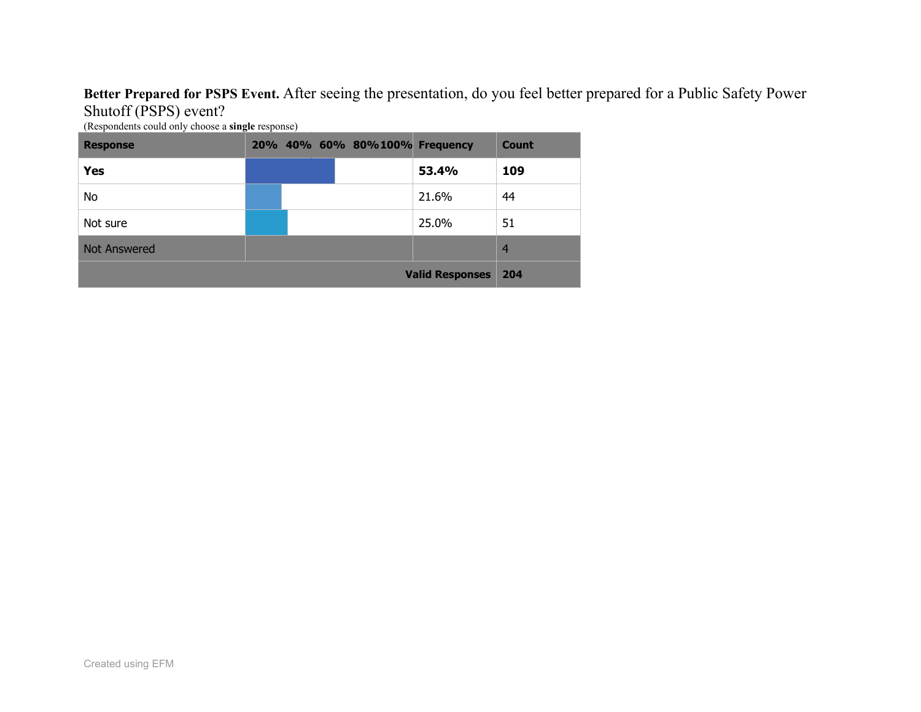**Better Prepared for PSPS Event.** After seeing the presentation, do you feel better prepared for a Public Safety Power Shutoff (PSPS) event?

(Respondents could only choose a **single** response)

| Response | 20% 40% 60% 80% 100% | Frequency | Count |
|---|---|---|---|
| **Yes** | | **53.4%** | **109** |
| No | | 21.6% | 44 |
| Not sure | | 25.0% | 51 |
| Not Answered | | | 4 |
| | | **Valid Responses** | **204** |

Created using EFM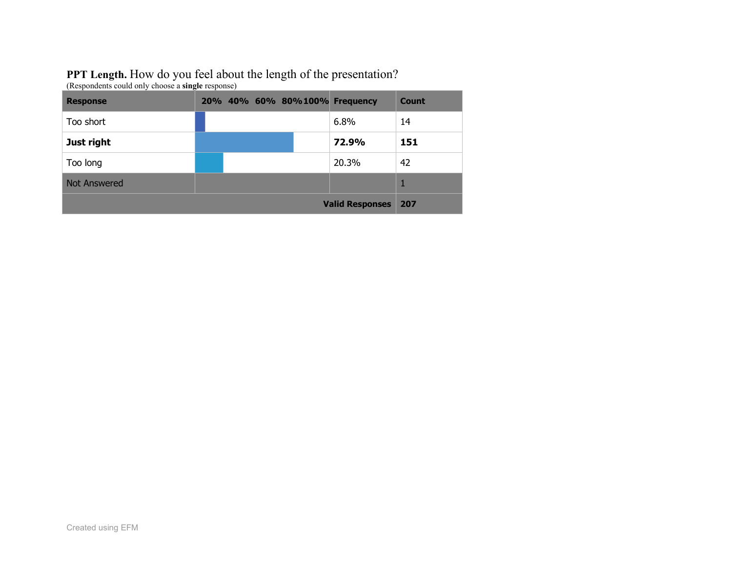**PPT Length.** How do you feel about the length of the presentation?
(Respondents could only choose a **single** response)

| Response | 20% 40% 60% 80% 100% | Frequency | Count |
|---|---|---|---|
| Too short | | 6.8% | 14 |
| **Just right** | | **72.9%** | **151** |
| Too long | | 20.3% | 42 |
| Not Answered | | | 1 |
| | | **Valid Responses** | **207** |

Created using EFM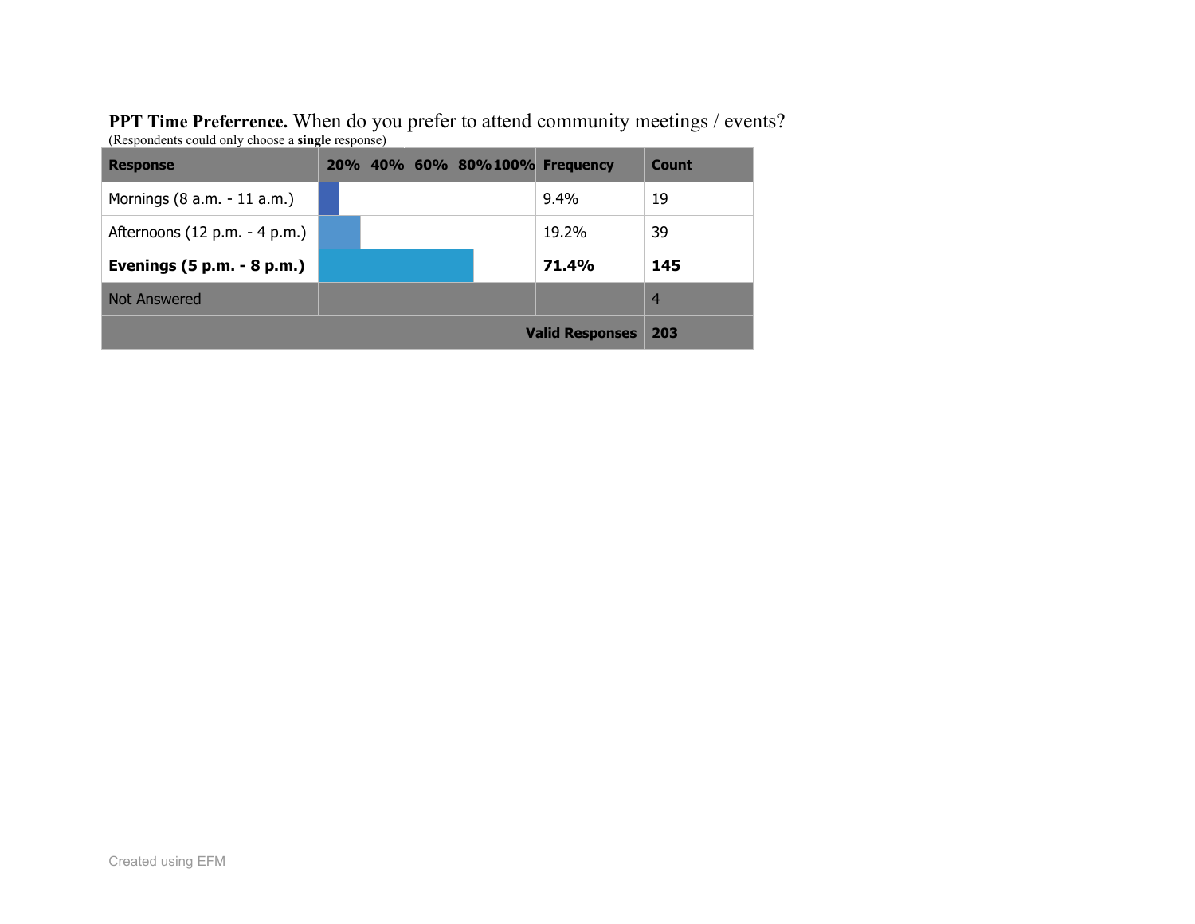**PPT Time Preferrence.** When do you prefer to attend community meetings / events?
(Respondents could only choose a **single** response)

| Response | 20% 40% 60% 80% 100% | Frequency | Count |
|---|---|---|---|
| Mornings (8 a.m. - 11 a.m.) | | 9.4% | 19 |
| Afternoons (12 p.m. - 4 p.m.) | | 19.2% | 39 |
| **Evenings (5 p.m. - 8 p.m.)** | | **71.4%** | **145** |
| Not Answered | | | 4 |
| | | **Valid Responses** | **203** |

Created using EFM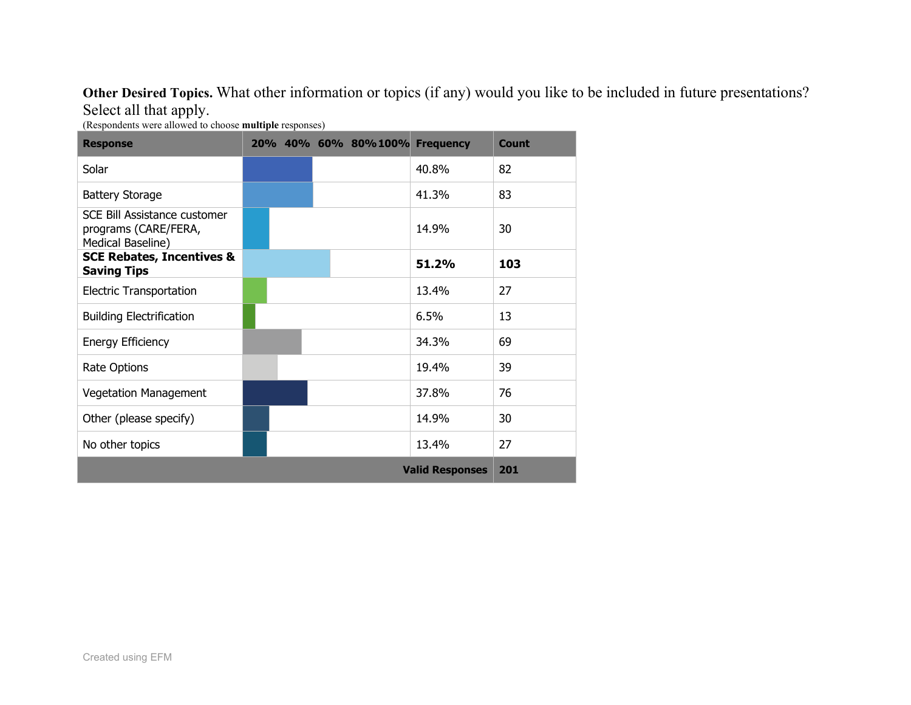**Other Desired Topics.** What other information or topics (if any) would you like to be included in future presentations? Select all that apply.

(Respondents were allowed to choose **multiple** responses)

| Response | 20% 40% 60% 80% 100% | Frequency | Count |
|---|---|---|---|
| Solar | | 40.8% | 82 |
| Battery Storage | | 41.3% | 83 |
| SCE Bill Assistance customer programs (CARE/FERA, Medical Baseline) | | 14.9% | 30 |
| **SCE Rebates, Incentives & Saving Tips** | | **51.2%** | **103** |
| Electric Transportation | | 13.4% | 27 |
| Building Electrification | | 6.5% | 13 |
| Energy Efficiency | | 34.3% | 69 |
| Rate Options | | 19.4% | 39 |
| Vegetation Management | | 37.8% | 76 |
| Other (please specify) | | 14.9% | 30 |
| No other topics | | 13.4% | 27 |
| | | **Valid Responses** | **201** |

Created using EFM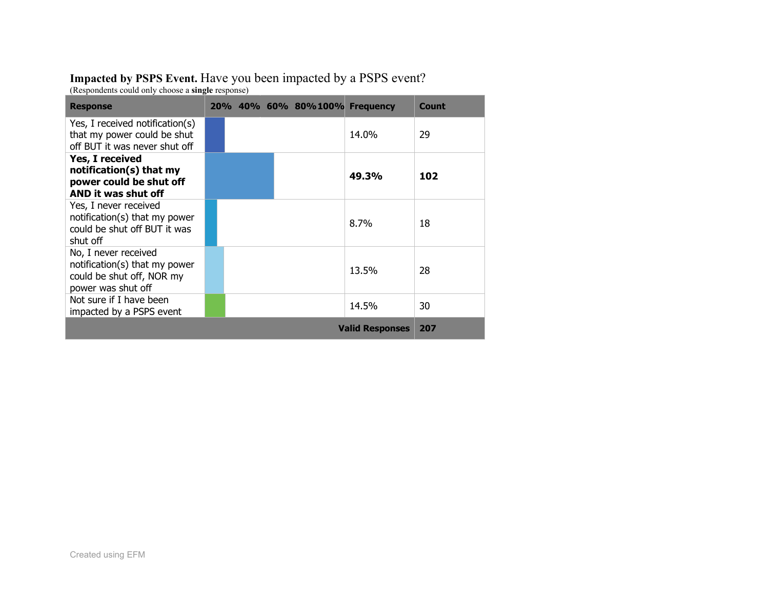**Impacted by PSPS Event.** Have you been impacted by a PSPS event?
(Respondents could only choose a **single** response)

| Response | 20% 40% 60% 80% 100% | Frequency | Count |
|---|---|---|---|
| Yes, I received notification(s) that my power could be shut off BUT it was never shut off | | 14.0% | 29 |
| **Yes, I received notification(s) that my power could be shut off AND it was shut off** | | **49.3%** | **102** |
| Yes, I never received notification(s) that my power could be shut off BUT it was shut off | | 8.7% | 18 |
| No, I never received notification(s) that my power could be shut off, NOR my power was shut off | | 13.5% | 28 |
| Not sure if I have been impacted by a PSPS event | | 14.5% | 30 |
| | | **Valid Responses** | **207** |

Created using EFM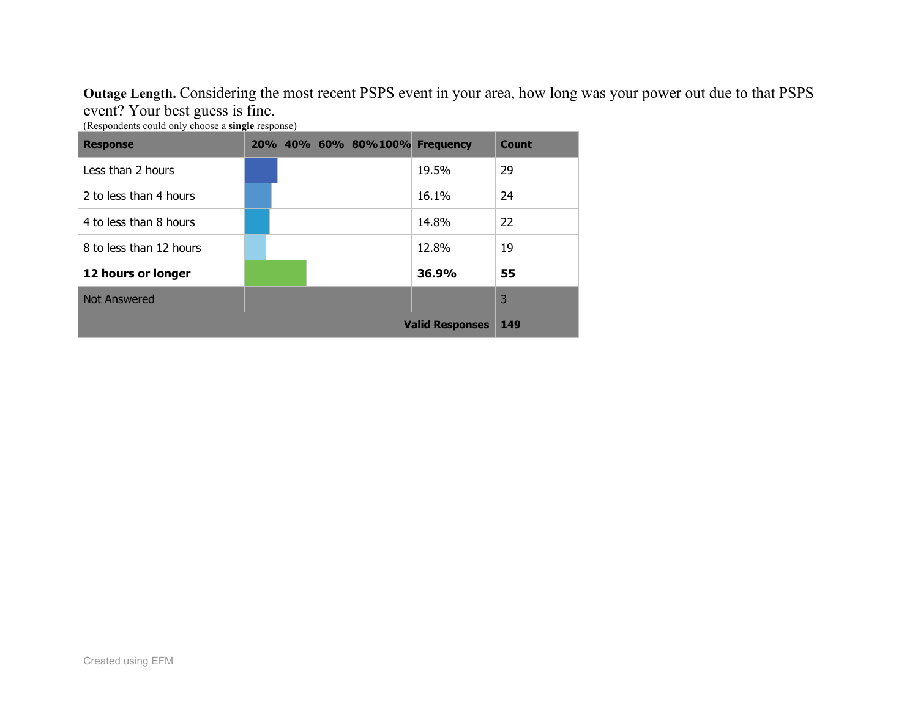**Outage Length.** Considering the most recent PSPS event in your area, how long was your power out due to that PSPS event? Your best guess is fine.
(Respondents could only choose a **single** response)

| Response | 20% 40% 60% 80% 100% | Frequency | Count |
|---|---|---|---|
| Less than 2 hours | | 19.5% | 29 |
| 2 to less than 4 hours | | 16.1% | 24 |
| 4 to less than 8 hours | | 14.8% | 22 |
| 8 to less than 12 hours | | 12.8% | 19 |
| **12 hours or longer** | | **36.9%** | **55** |
| Not Answered | | | 3 |
| | | **Valid Responses** | **149** |

Created using EFM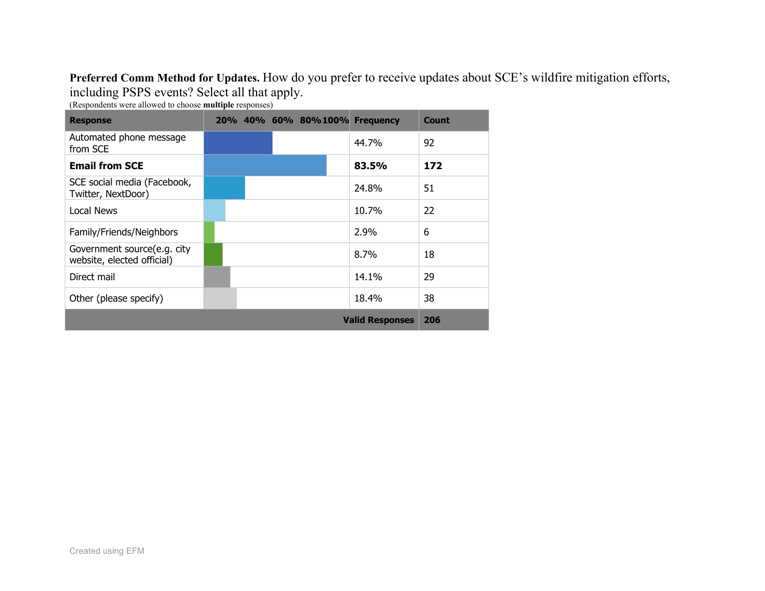**Preferred Comm Method for Updates.** How do you prefer to receive updates about SCE's wildfire mitigation efforts, including PSPS events? Select all that apply.

(Respondents were allowed to choose **multiple** responses)

| Response | 20% 40% 60% 80% 100% | Frequency | Count |
|---|---|---|---|
| Automated phone message from SCE | | 44.7% | 92 |
| **Email from SCE** | | **83.5%** | **172** |
| SCE social media (Facebook, Twitter, NextDoor) | | 24.8% | 51 |
| Local News | | 10.7% | 22 |
| Family/Friends/Neighbors | | 2.9% | 6 |
| Government source(e.g. city website, elected official) | | 8.7% | 18 |
| Direct mail | | 14.1% | 29 |
| Other (please specify) | | 18.4% | 38 |
| | | **Valid Responses** | **206** |

Created using EFM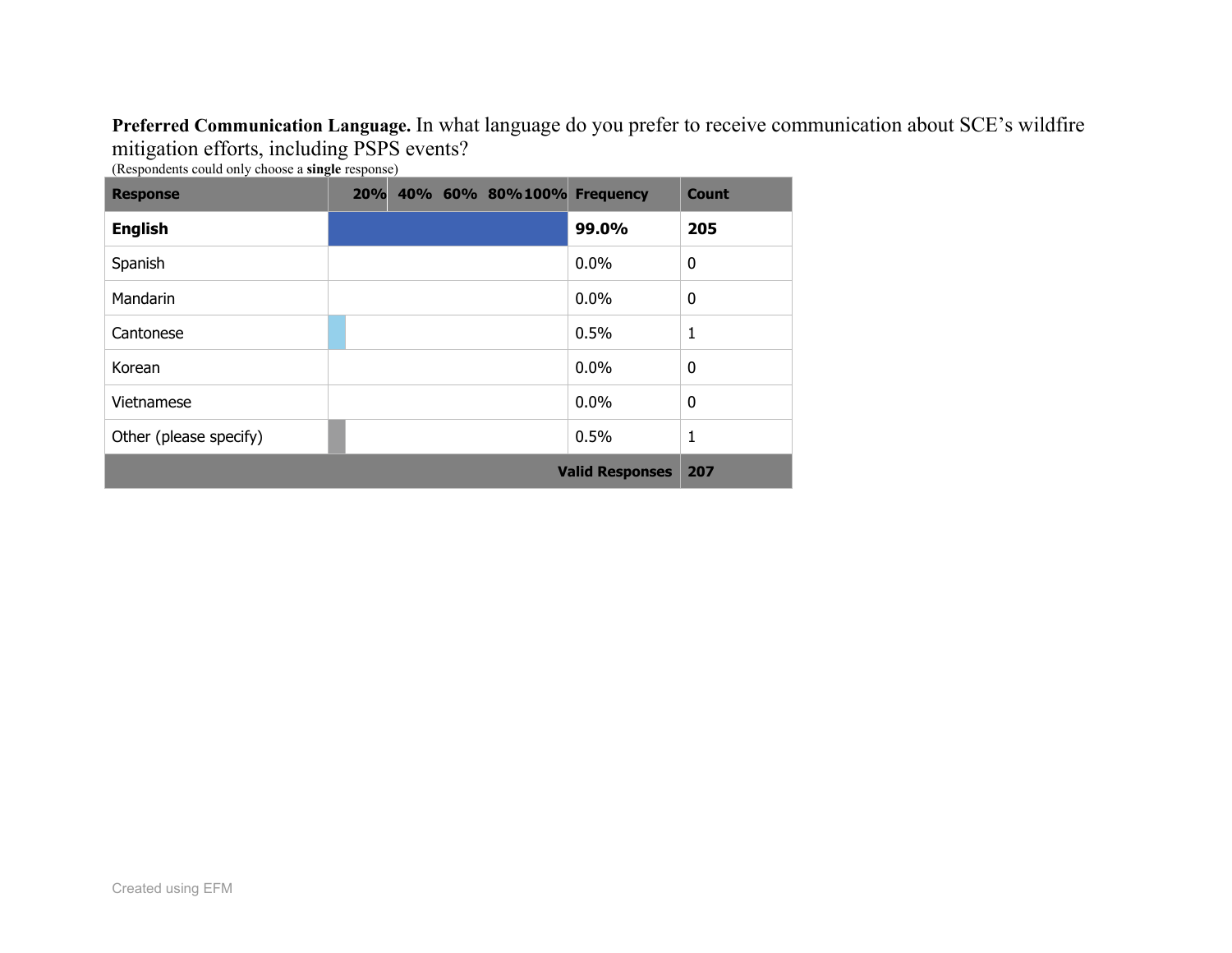**Preferred Communication Language.** In what language do you prefer to receive communication about SCE's wildfire mitigation efforts, including PSPS events?

(Respondents could only choose a **single** response)

| Response | 20% 40% 60% 80% 100% | Frequency | Count |
|---|---|---|---|
| **English** | | **99.0%** | **205** |
| Spanish | | 0.0% | 0 |
| Mandarin | | 0.0% | 0 |
| Cantonese | | 0.5% | 1 |
| Korean | | 0.0% | 0 |
| Vietnamese | | 0.0% | 0 |
| Other (please specify) | | 0.5% | 1 |
| | | **Valid Responses** | **207** |

Created using EFM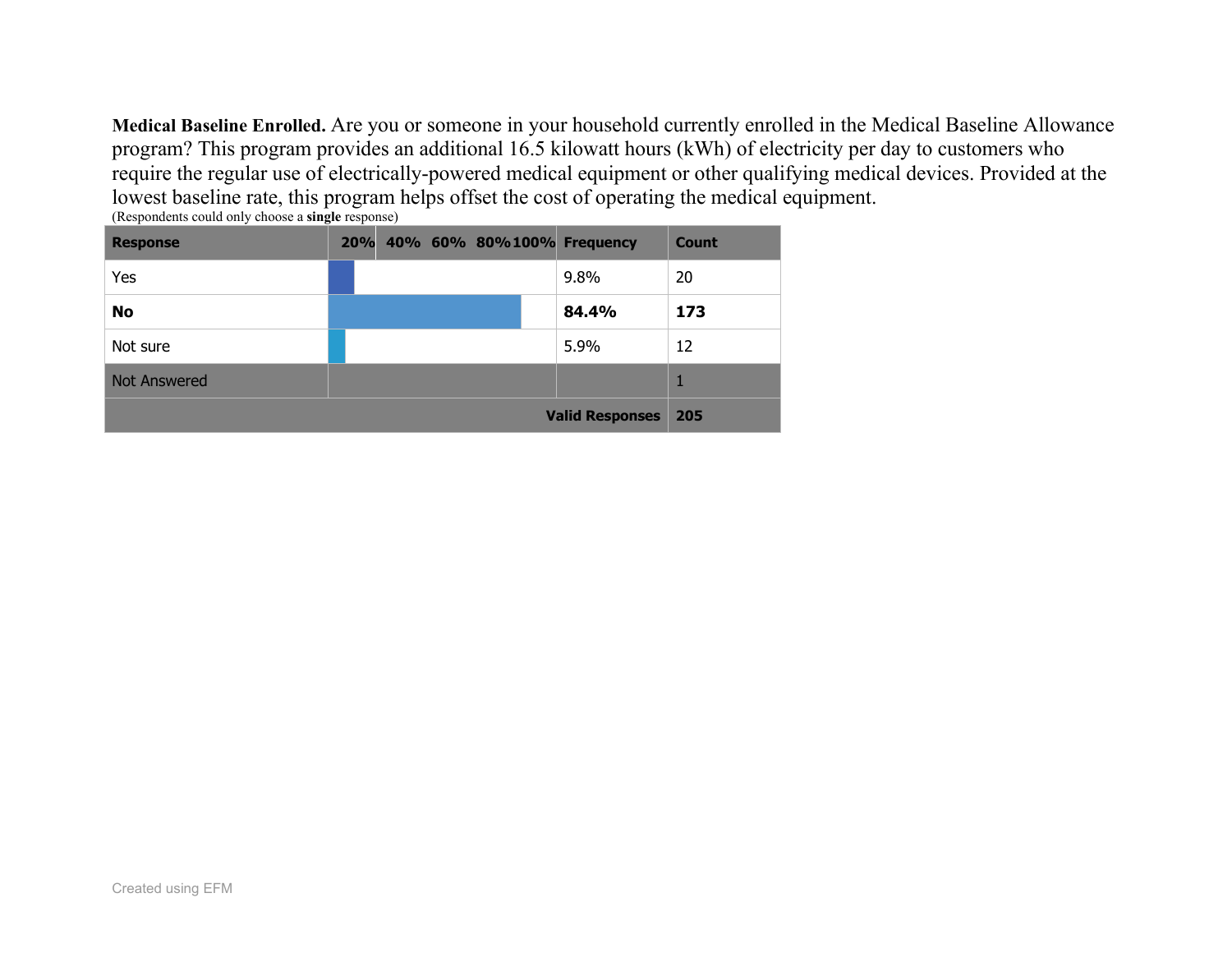**Medical Baseline Enrolled.** Are you or someone in your household currently enrolled in the Medical Baseline Allowance program? This program provides an additional 16.5 kilowatt hours (kWh) of electricity per day to customers who require the regular use of electrically-powered medical equipment or other qualifying medical devices. Provided at the lowest baseline rate, this program helps offset the cost of operating the medical equipment.

(Respondents could only choose a **single** response)

| Response | 20% 40% 60% 80% 100% | Frequency | Count |
|---|---|---|---|
| Yes | | 9.8% | 20 |
| **No** | | **84.4%** | **173** |
| Not sure | | 5.9% | 12 |
| Not Answered | | | 1 |
| | | **Valid Responses** | **205** |

Created using EFM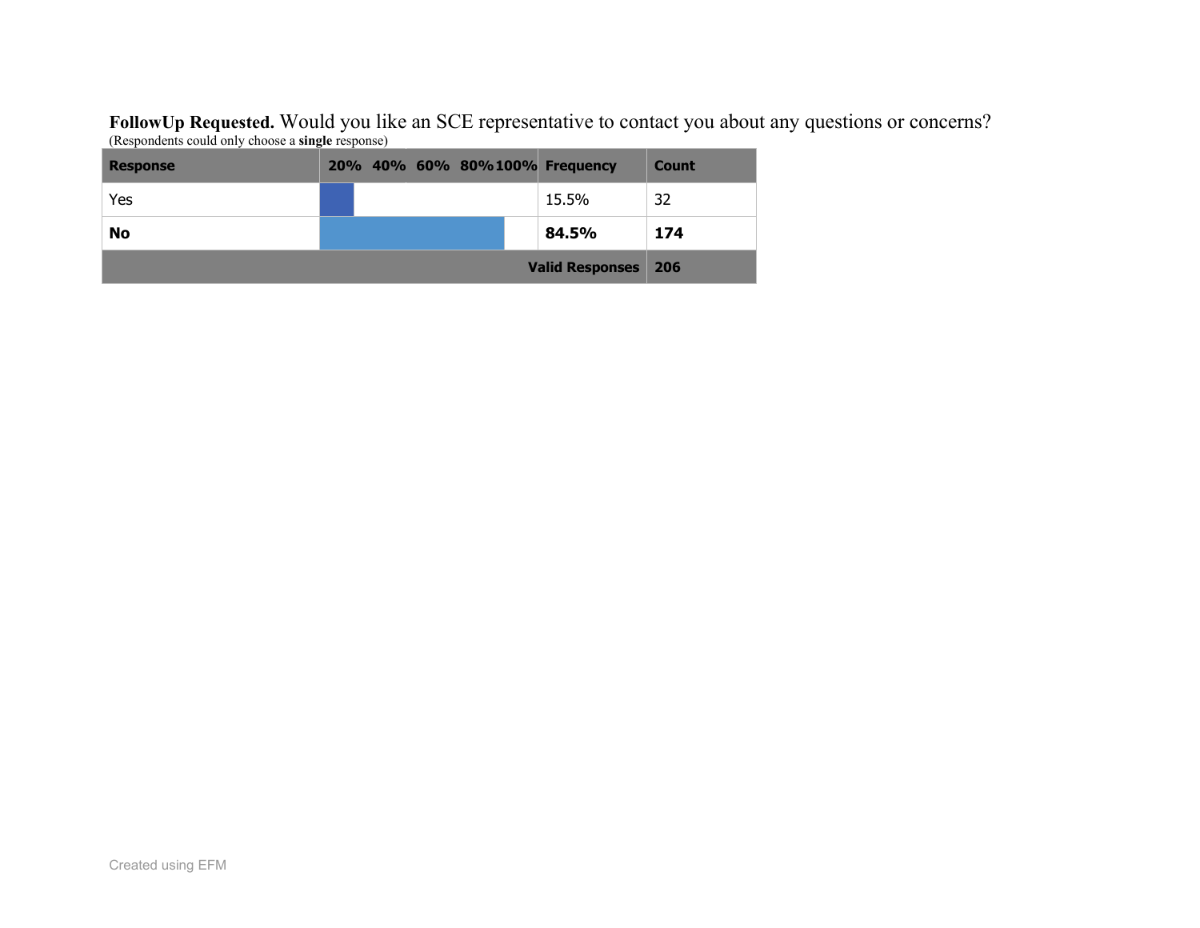**FollowUp Requested.** Would you like an SCE representative to contact you about any questions or concerns?
(Respondents could only choose a **single** response)

| Response | 20% 40% 60% 80% 100% | Frequency | Count |
|---|---|---|---|
| Yes | | 15.5% | 32 |
| **No** | | **84.5%** | **174** |
| | | **Valid Responses** | **206** |

Created using EFM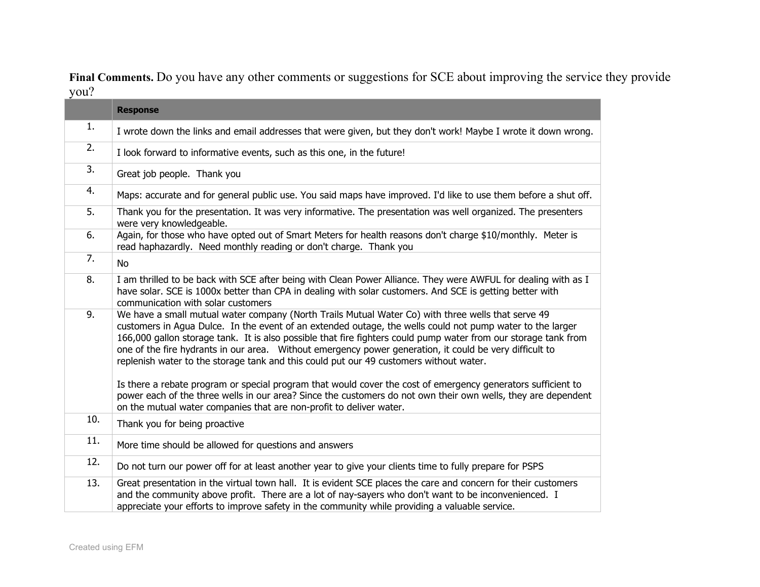**Final Comments.** Do you have any other comments or suggestions for SCE about improving the service they provide you?

| | Response |
|---|---|
| 1. | I wrote down the links and email addresses that were given, but they don't work! Maybe I wrote it down wrong. |
| 2. | I look forward to informative events, such as this one, in the future! |
| 3. | Great job people. Thank you |
| 4. | Maps: accurate and for general public use. You said maps have improved. I'd like to use them before a shut off. |
| 5. | Thank you for the presentation. It was very informative. The presentation was well organized. The presenters were very knowledgeable. |
| 6. | Again, for those who have opted out of Smart Meters for health reasons don't charge $10/monthly. Meter is read haphazardly. Need monthly reading or don't charge. Thank you |
| 7. | No |
| 8. | I am thrilled to be back with SCE after being with Clean Power Alliance. They were AWFUL for dealing with as I have solar. SCE is 1000x better than CPA in dealing with solar customers. And SCE is getting better with communication with solar customers |
| 9. | We have a small mutual water company (North Trails Mutual Water Co) with three wells that serve 49 customers in Agua Dulce. In the event of an extended outage, the wells could not pump water to the larger 166,000 gallon storage tank. It is also possible that fire fighters could pump water from our storage tank from one of the fire hydrants in our area. Without emergency power generation, it could be very difficult to replenish water to the storage tank and this could put our 49 customers without water.<br><br>Is there a rebate program or special program that would cover the cost of emergency generators sufficient to power each of the three wells in our area? Since the customers do not own their own wells, they are dependent on the mutual water companies that are non-profit to deliver water. |
| 10. | Thank you for being proactive |
| 11. | More time should be allowed for questions and answers |
| 12. | Do not turn our power off for at least another year to give your clients time to fully prepare for PSPS |
| 13. | Great presentation in the virtual town hall. It is evident SCE places the care and concern for their customers and the community above profit. There are a lot of nay-sayers who don't want to be inconvenienced. I appreciate your efforts to improve safety in the community while providing a valuable service. |

Created using EFM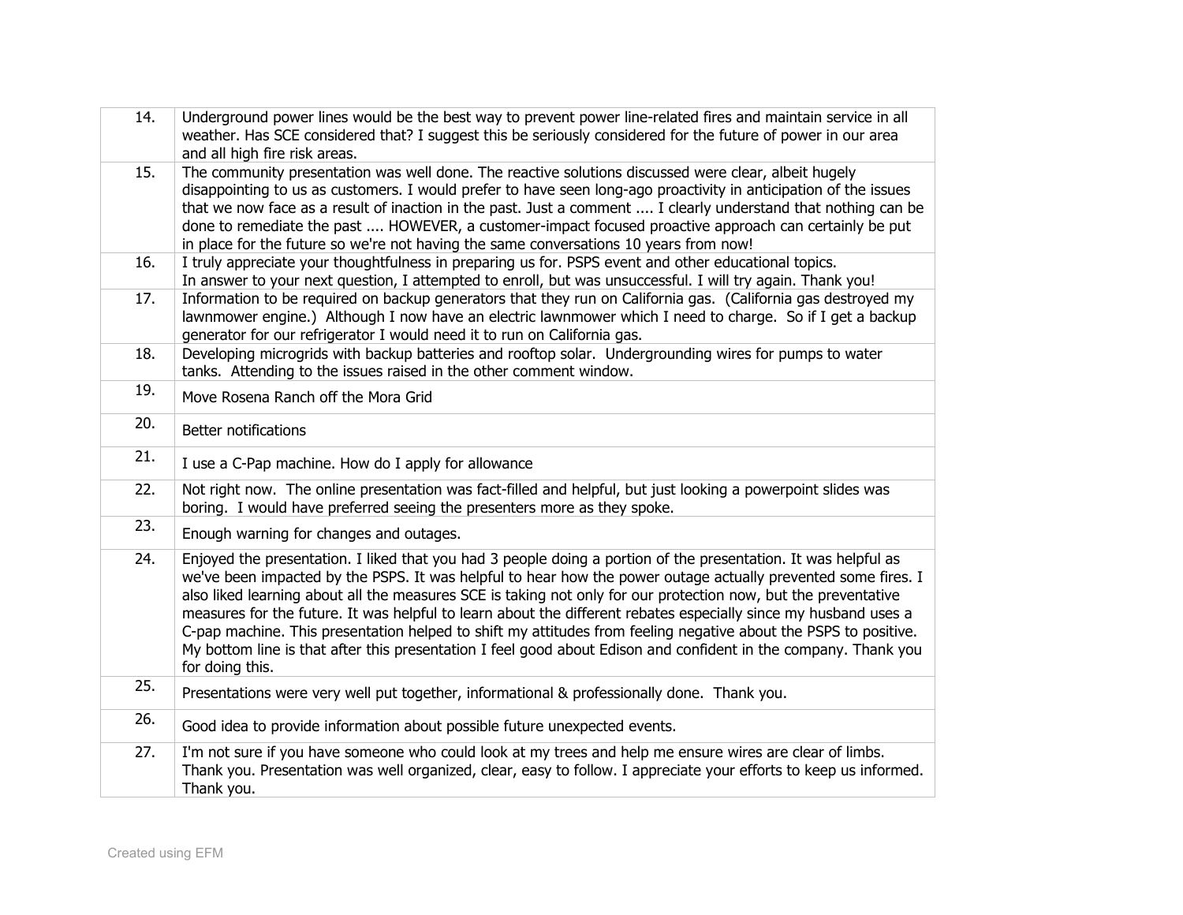| | |
|---|---|
| 14. | Underground power lines would be the best way to prevent power line-related fires and maintain service in all weather. Has SCE considered that? I suggest this be seriously considered for the future of power in our area and all high fire risk areas. |
| 15. | The community presentation was well done. The reactive solutions discussed were clear, albeit hugely disappointing to us as customers. I would prefer to have seen long-ago proactivity in anticipation of the issues that we now face as a result of inaction in the past. Just a comment .... I clearly understand that nothing can be done to remediate the past .... HOWEVER, a customer-impact focused proactive approach can certainly be put in place for the future so we're not having the same conversations 10 years from now! |
| 16. | I truly appreciate your thoughtfulness in preparing us for. PSPS event and other educational topics.<br>In answer to your next question, I attempted to enroll, but was unsuccessful. I will try again. Thank you! |
| 17. | Information to be required on backup generators that they run on California gas. (California gas destroyed my lawnmower engine.) Although I now have an electric lawnmower which I need to charge. So if I get a backup generator for our refrigerator I would need it to run on California gas. |
| 18. | Developing microgrids with backup batteries and rooftop solar. Undergrounding wires for pumps to water tanks. Attending to the issues raised in the other comment window. |
| 19. | Move Rosena Ranch off the Mora Grid |
| 20. | Better notifications |
| 21. | I use a C-Pap machine. How do I apply for allowance |
| 22. | Not right now. The online presentation was fact-filled and helpful, but just looking a powerpoint slides was boring. I would have preferred seeing the presenters more as they spoke. |
| 23. | Enough warning for changes and outages. |
| 24. | Enjoyed the presentation. I liked that you had 3 people doing a portion of the presentation. It was helpful as we've been impacted by the PSPS. It was helpful to hear how the power outage actually prevented some fires. I also liked learning about all the measures SCE is taking not only for our protection now, but the preventative measures for the future. It was helpful to learn about the different rebates especially since my husband uses a C-pap machine. This presentation helped to shift my attitudes from feeling negative about the PSPS to positive. My bottom line is that after this presentation I feel good about Edison and confident in the company. Thank you for doing this. |
| 25. | Presentations were very well put together, informational & professionally done. Thank you. |
| 26. | Good idea to provide information about possible future unexpected events. |
| 27. | I'm not sure if you have someone who could look at my trees and help me ensure wires are clear of limbs. Thank you. Presentation was well organized, clear, easy to follow. I appreciate your efforts to keep us informed. Thank you. |

Created using EFM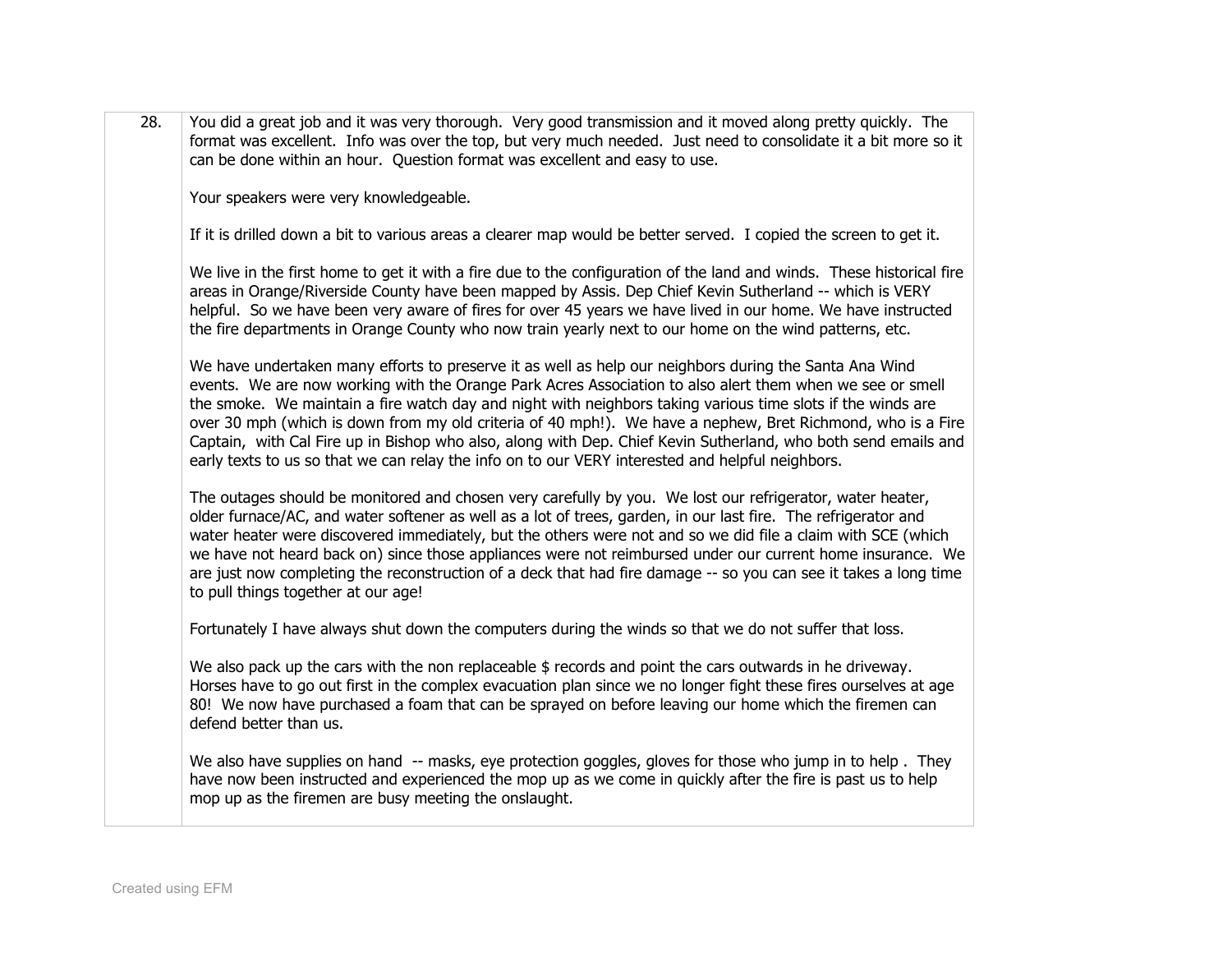| | |
|---|---|
| 28. | You did a great job and it was very thorough. Very good transmission and it moved along pretty quickly. The format was excellent. Info was over the top, but very much needed. Just need to consolidate it a bit more so it can be done within an hour. Question format was excellent and easy to use.<br><br>Your speakers were very knowledgeable.<br><br>If it is drilled down a bit to various areas a clearer map would be better served. I copied the screen to get it.<br><br>We live in the first home to get it with a fire due to the configuration of the land and winds. These historical fire areas in Orange/Riverside County have been mapped by Assis. Dep Chief Kevin Sutherland -- which is VERY helpful. So we have been very aware of fires for over 45 years we have lived in our home. We have instructed the fire departments in Orange County who now train yearly next to our home on the wind patterns, etc.<br><br>We have undertaken many efforts to preserve it as well as help our neighbors during the Santa Ana Wind events. We are now working with the Orange Park Acres Association to also alert them when we see or smell the smoke. We maintain a fire watch day and night with neighbors taking various time slots if the winds are over 30 mph (which is down from my old criteria of 40 mph!). We have a nephew, Bret Richmond, who is a Fire Captain, with Cal Fire up in Bishop who also, along with Dep. Chief Kevin Sutherland, who both send emails and early texts to us so that we can relay the info on to our VERY interested and helpful neighbors.<br><br>The outages should be monitored and chosen very carefully by you. We lost our refrigerator, water heater, older furnace/AC, and water softener as well as a lot of trees, garden, in our last fire. The refrigerator and water heater were discovered immediately, but the others were not and so we did file a claim with SCE (which we have not heard back on) since those appliances were not reimbursed under our current home insurance. We are just now completing the reconstruction of a deck that had fire damage -- so you can see it takes a long time to pull things together at our age!<br><br>Fortunately I have always shut down the computers during the winds so that we do not suffer that loss.<br><br>We also pack up the cars with the non replaceable $ records and point the cars outwards in he driveway. Horses have to go out first in the complex evacuation plan since we no longer fight these fires ourselves at age 80! We now have purchased a foam that can be sprayed on before leaving our home which the firemen can defend better than us.<br><br>We also have supplies on hand -- masks, eye protection goggles, gloves for those who jump in to help . They have now been instructed and experienced the mop up as we come in quickly after the fire is past us to help mop up as the firemen are busy meeting the onslaught. |

Created using EFM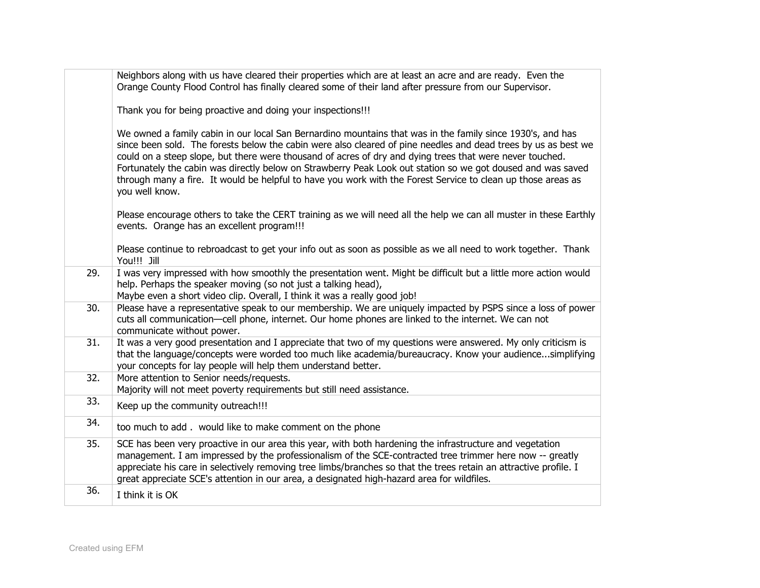| | |
|---|---|
| | Neighbors along with us have cleared their properties which are at least an acre and are ready. Even the Orange County Flood Control has finally cleared some of their land after pressure from our Supervisor.<br><br>Thank you for being proactive and doing your inspections!!!<br><br>We owned a family cabin in our local San Bernardino mountains that was in the family since 1930's, and has since been sold. The forests below the cabin were also cleared of pine needles and dead trees by us as best we could on a steep slope, but there were thousand of acres of dry and dying trees that were never touched. Fortunately the cabin was directly below on Strawberry Peak Look out station so we got doused and was saved through many a fire. It would be helpful to have you work with the Forest Service to clean up those areas as you well know.<br><br>Please encourage others to take the CERT training as we will need all the help we can all muster in these Earthly events. Orange has an excellent program!!!<br><br>Please continue to rebroadcast to get your info out as soon as possible as we all need to work together. Thank You!!! Jill |
| 29. | I was very impressed with how smoothly the presentation went. Might be difficult but a little more action would help. Perhaps the speaker moving (so not just a talking head),<br>Maybe even a short video clip. Overall, I think it was a really good job! |
| 30. | Please have a representative speak to our membership. We are uniquely impacted by PSPS since a loss of power cuts all communication—cell phone, internet. Our home phones are linked to the internet. We can not communicate without power. |
| 31. | It was a very good presentation and I appreciate that two of my questions were answered. My only criticism is that the language/concepts were worded too much like academia/bureaucracy. Know your audience...simplifying your concepts for lay people will help them understand better. |
| 32. | More attention to Senior needs/requests.<br>Majority will not meet poverty requirements but still need assistance. |
| 33. | Keep up the community outreach!!! |
| 34. | too much to add . would like to make comment on the phone |
| 35. | SCE has been very proactive in our area this year, with both hardening the infrastructure and vegetation management. I am impressed by the professionalism of the SCE-contracted tree trimmer here now -- greatly appreciate his care in selectively removing tree limbs/branches so that the trees retain an attractive profile. I great appreciate SCE's attention in our area, a designated high-hazard area for wildfiles. |
| 36. | I think it is OK |

Created using EFM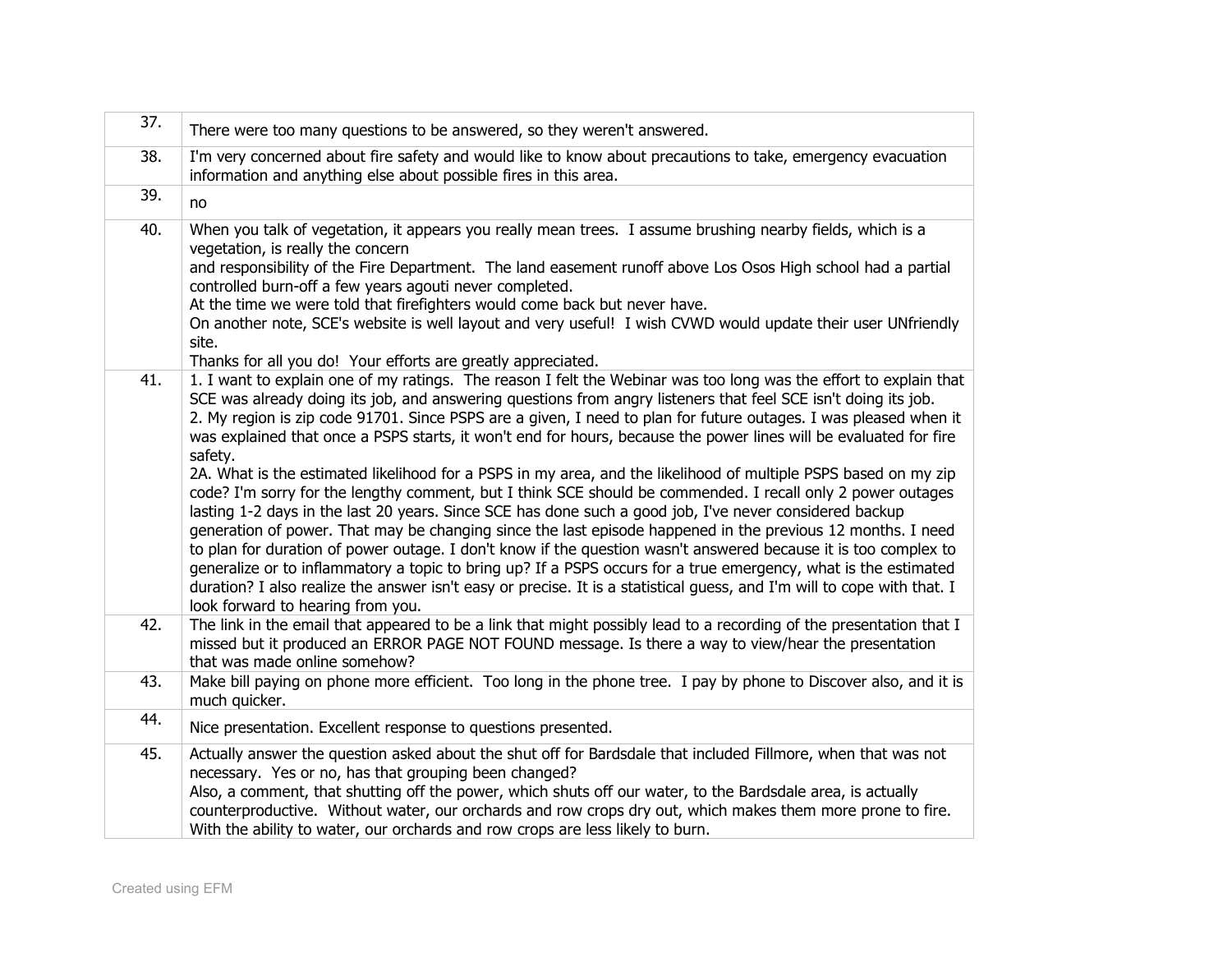| | |
|---|---|
| 37. | There were too many questions to be answered, so they weren't answered. |
| 38. | I'm very concerned about fire safety and would like to know about precautions to take, emergency evacuation information and anything else about possible fires in this area. |
| 39. | no |
| 40. | When you talk of vegetation, it appears you really mean trees. I assume brushing nearby fields, which is a vegetation, is really the concern<br>and responsibility of the Fire Department. The land easement runoff above Los Osos High school had a partial controlled burn-off a few years agouti never completed.<br>At the time we were told that firefighters would come back but never have.<br>On another note, SCE's website is well layout and very useful! I wish CVWD would update their user UNfriendly site.<br>Thanks for all you do! Your efforts are greatly appreciated. |
| 41. | 1. I want to explain one of my ratings. The reason I felt the Webinar was too long was the effort to explain that SCE was already doing its job, and answering questions from angry listeners that feel SCE isn't doing its job.<br>2. My region is zip code 91701. Since PSPS are a given, I need to plan for future outages. I was pleased when it was explained that once a PSPS starts, it won't end for hours, because the power lines will be evaluated for fire safety.<br>2A. What is the estimated likelihood for a PSPS in my area, and the likelihood of multiple PSPS based on my zip code? I'm sorry for the lengthy comment, but I think SCE should be commended. I recall only 2 power outages lasting 1-2 days in the last 20 years. Since SCE has done such a good job, I've never considered backup generation of power. That may be changing since the last episode happened in the previous 12 months. I need to plan for duration of power outage. I don't know if the question wasn't answered because it is too complex to generalize or to inflammatory a topic to bring up? If a PSPS occurs for a true emergency, what is the estimated duration? I also realize the answer isn't easy or precise. It is a statistical guess, and I'm will to cope with that. I look forward to hearing from you. |
| 42. | The link in the email that appeared to be a link that might possibly lead to a recording of the presentation that I missed but it produced an ERROR PAGE NOT FOUND message. Is there a way to view/hear the presentation that was made online somehow? |
| 43. | Make bill paying on phone more efficient. Too long in the phone tree. I pay by phone to Discover also, and it is much quicker. |
| 44. | Nice presentation. Excellent response to questions presented. |
| 45. | Actually answer the question asked about the shut off for Bardsdale that included Fillmore, when that was not necessary. Yes or no, has that grouping been changed?<br>Also, a comment, that shutting off the power, which shuts off our water, to the Bardsdale area, is actually counterproductive. Without water, our orchards and row crops dry out, which makes them more prone to fire. With the ability to water, our orchards and row crops are less likely to burn. |

Created using EFM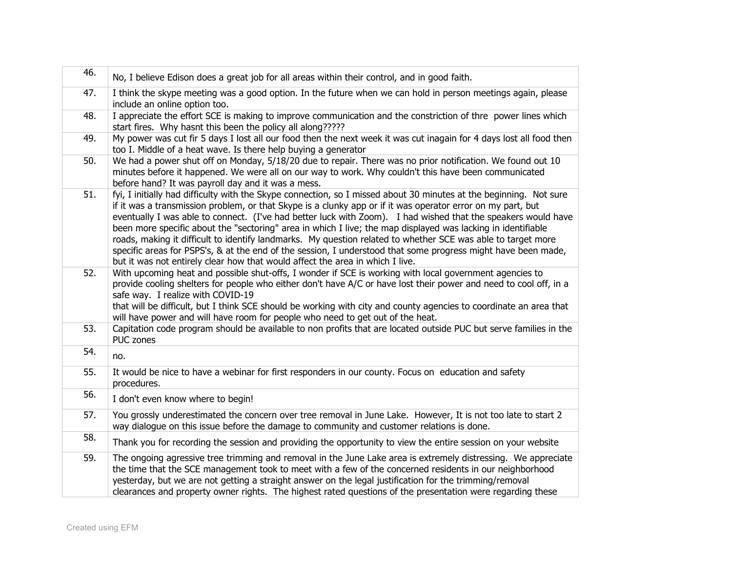| | |
|---|---|
| 46. | No, I believe Edison does a great job for all areas within their control, and in good faith. |
| 47. | I think the skype meeting was a good option. In the future when we can hold in person meetings again, please include an online option too. |
| 48. | I appreciate the effort SCE is making to improve communication and the constriction of thre power lines which start fires. Why hasnt this been the policy all along????? |
| 49. | My power was cut fir 5 days I lost all our food then the next week it was cut inagain for 4 days lost all food then too I. Middle of a heat wave. Is there help buying a generator |
| 50. | We had a power shut off on Monday, 5/18/20 due to repair. There was no prior notification. We found out 10 minutes before it happened. We were all on our way to work. Why couldn't this have been communicated before hand? It was payroll day and it was a mess. |
| 51. | fyi, I initially had difficulty with the Skype connection, so I missed about 30 minutes at the beginning. Not sure if it was a transmission problem, or that Skype is a clunky app or if it was operator error on my part, but eventually I was able to connect. (I've had better luck with Zoom). I had wished that the speakers would have been more specific about the "sectoring" area in which I live; the map displayed was lacking in identifiable roads, making it difficult to identify landmarks. My question related to whether SCE was able to target more specific areas for PSPS's, & at the end of the session, I understood that some progress might have been made, but it was not entirely clear how that would affect the area in which I live. |
| 52. | With upcoming heat and possible shut-offs, I wonder if SCE is working with local government agencies to provide cooling shelters for people who either don't have A/C or have lost their power and need to cool off, in a safe way. I realize with COVID-19 that will be difficult, but I think SCE should be working with city and county agencies to coordinate an area that will have power and will have room for people who need to get out of the heat. |
| 53. | Capitation code program should be available to non profits that are located outside PUC but serve families in the PUC zones |
| 54. | no. |
| 55. | It would be nice to have a webinar for first responders in our county. Focus on education and safety procedures. |
| 56. | I don't even know where to begin! |
| 57. | You grossly underestimated the concern over tree removal in June Lake. However, It is not too late to start 2 way dialogue on this issue before the damage to community and customer relations is done. |
| 58. | Thank you for recording the session and providing the opportunity to view the entire session on your website |
| 59. | The ongoing agressive tree trimming and removal in the June Lake area is extremely distressing. We appreciate the time that the SCE management took to meet with a few of the concerned residents in our neighborhood yesterday, but we are not getting a straight answer on the legal justification for the trimming/removal clearances and property owner rights. The highest rated questions of the presentation were regarding these |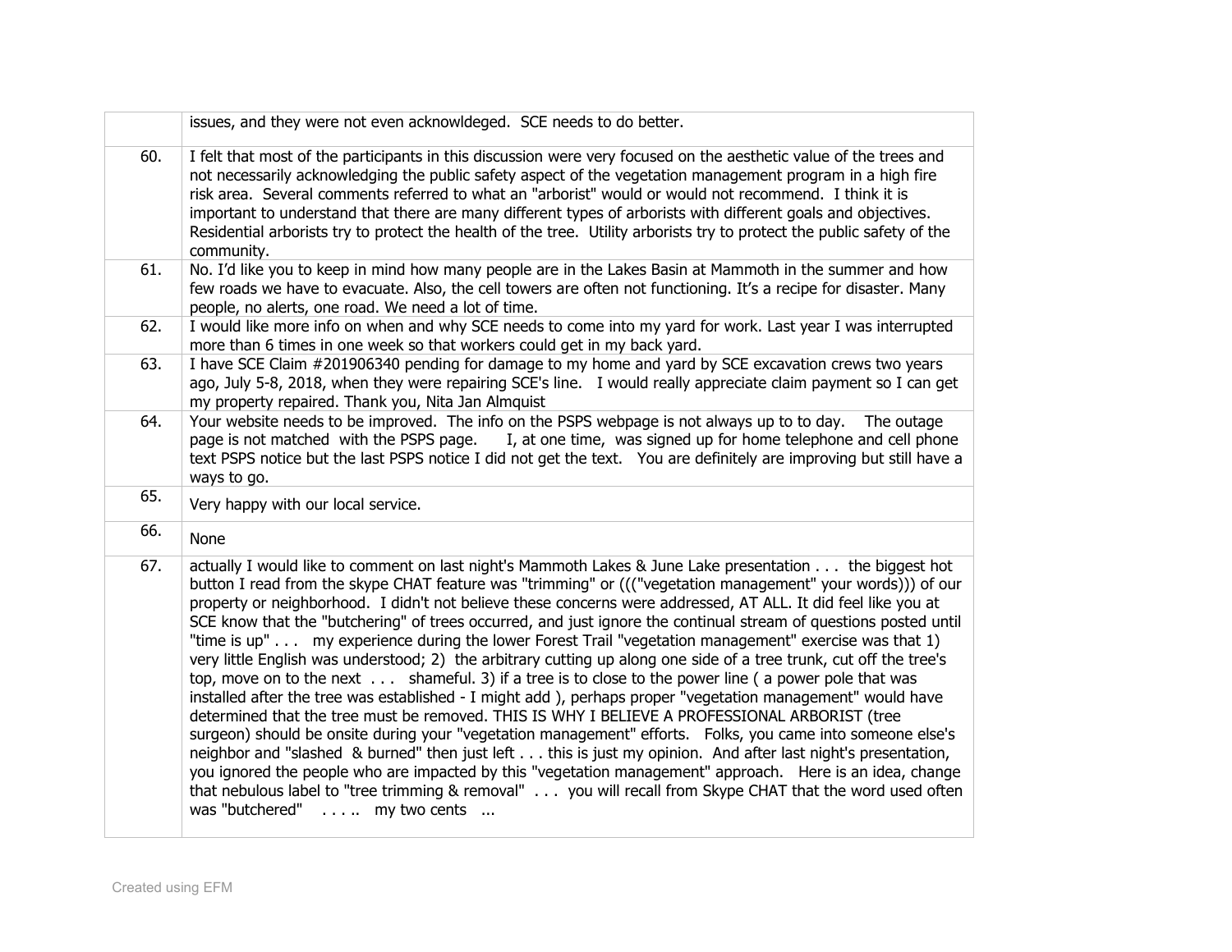| | |
|---|---|
| | issues, and they were not even acknowldeged. SCE needs to do better. |
| 60. | I felt that most of the participants in this discussion were very focused on the aesthetic value of the trees and not necessarily acknowledging the public safety aspect of the vegetation management program in a high fire risk area. Several comments referred to what an "arborist" would or would not recommend. I think it is important to understand that there are many different types of arborists with different goals and objectives. Residential arborists try to protect the health of the tree. Utility arborists try to protect the public safety of the community. |
| 61. | No. I'd like you to keep in mind how many people are in the Lakes Basin at Mammoth in the summer and how few roads we have to evacuate. Also, the cell towers are often not functioning. It's a recipe for disaster. Many people, no alerts, one road. We need a lot of time. |
| 62. | I would like more info on when and why SCE needs to come into my yard for work. Last year I was interrupted more than 6 times in one week so that workers could get in my back yard. |
| 63. | I have SCE Claim #201906340 pending for damage to my home and yard by SCE excavation crews two years ago, July 5-8, 2018, when they were repairing SCE's line. I would really appreciate claim payment so I can get my property repaired. Thank you, Nita Jan Almquist |
| 64. | Your website needs to be improved. The info on the PSPS webpage is not always up to to day. The outage page is not matched with the PSPS page. I, at one time, was signed up for home telephone and cell phone text PSPS notice but the last PSPS notice I did not get the text. You are definitely are improving but still have a ways to go. |
| 65. | Very happy with our local service. |
| 66. | None |
| 67. | actually I would like to comment on last night's Mammoth Lakes & June Lake presentation . . . the biggest hot button I read from the skype CHAT feature was "trimming" or ((("vegetation management" your words))) of our property or neighborhood. I didn't not believe these concerns were addressed, AT ALL. It did feel like you at SCE know that the "butchering" of trees occurred, and just ignore the continual stream of questions posted until "time is up" . . . my experience during the lower Forest Trail "vegetation management" exercise was that 1) very little English was understood; 2) the arbitrary cutting up along one side of a tree trunk, cut off the tree's top, move on to the next . . . shameful. 3) if a tree is to close to the power line ( a power pole that was installed after the tree was established - I might add ), perhaps proper "vegetation management" would have determined that the tree must be removed. THIS IS WHY I BELIEVE A PROFESSIONAL ARBORIST (tree surgeon) should be onsite during your "vegetation management" efforts. Folks, you came into someone else's neighbor and "slashed & burned" then just left . . . this is just my opinion. And after last night's presentation, you ignored the people who are impacted by this "vegetation management" approach. Here is an idea, change that nebulous label to "tree trimming & removal" . . . you will recall from Skype CHAT that the word used often was "butchered" . . . .. my two cents ... |

Created using EFM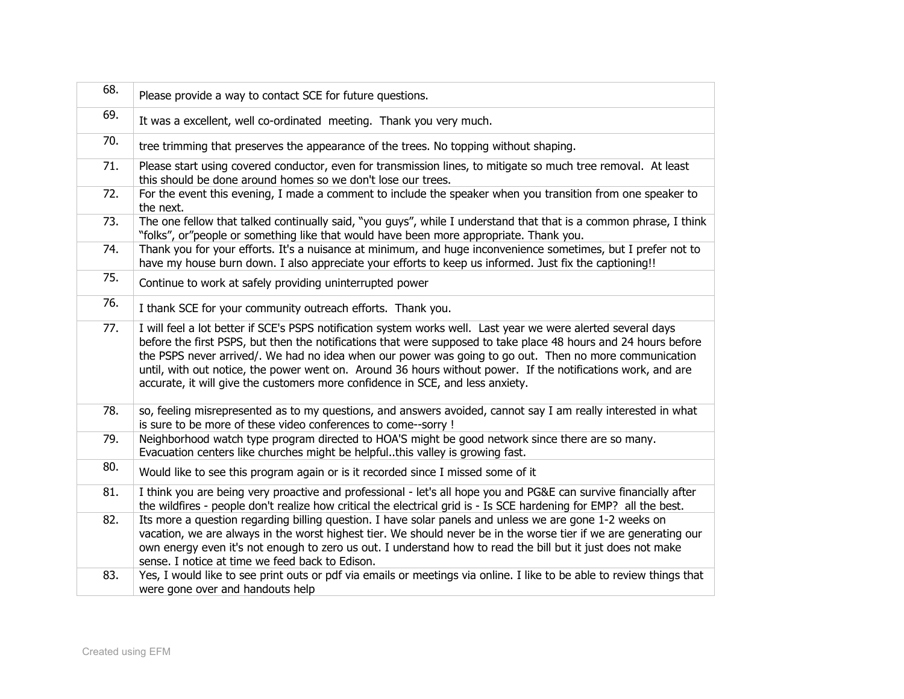| | |
|---|---|
| 68. | Please provide a way to contact SCE for future questions. |
| 69. | It was a excellent, well co-ordinated meeting. Thank you very much. |
| 70. | tree trimming that preserves the appearance of the trees. No topping without shaping. |
| 71. | Please start using covered conductor, even for transmission lines, to mitigate so much tree removal. At least this should be done around homes so we don't lose our trees. |
| 72. | For the event this evening, I made a comment to include the speaker when you transition from one speaker to the next. |
| 73. | The one fellow that talked continually said, "you guys", while I understand that that is a common phrase, I think "folks", or"people or something like that would have been more appropriate. Thank you. |
| 74. | Thank you for your efforts. It's a nuisance at minimum, and huge inconvenience sometimes, but I prefer not to have my house burn down. I also appreciate your efforts to keep us informed. Just fix the captioning!! |
| 75. | Continue to work at safely providing uninterrupted power |
| 76. | I thank SCE for your community outreach efforts. Thank you. |
| 77. | I will feel a lot better if SCE's PSPS notification system works well. Last year we were alerted several days before the first PSPS, but then the notifications that were supposed to take place 48 hours and 24 hours before the PSPS never arrived/. We had no idea when our power was going to go out. Then no more communication until, with out notice, the power went on. Around 36 hours without power. If the notifications work, and are accurate, it will give the customers more confidence in SCE, and less anxiety. |
| 78. | so, feeling misrepresented as to my questions, and answers avoided, cannot say I am really interested in what is sure to be more of these video conferences to come--sorry ! |
| 79. | Neighborhood watch type program directed to HOA'S might be good network since there are so many. Evacuation centers like churches might be helpful..this valley is growing fast. |
| 80. | Would like to see this program again or is it recorded since I missed some of it |
| 81. | I think you are being very proactive and professional - let's all hope you and PG&E can survive financially after the wildfires - people don't realize how critical the electrical grid is - Is SCE hardening for EMP? all the best. |
| 82. | Its more a question regarding billing question. I have solar panels and unless we are gone 1-2 weeks on vacation, we are always in the worst highest tier. We should never be in the worse tier if we are generating our own energy even it's not enough to zero us out. I understand how to read the bill but it just does not make sense. I notice at time we feed back to Edison. |
| 83. | Yes, I would like to see print outs or pdf via emails or meetings via online. I like to be able to review things that were gone over and handouts help |

Created using EFM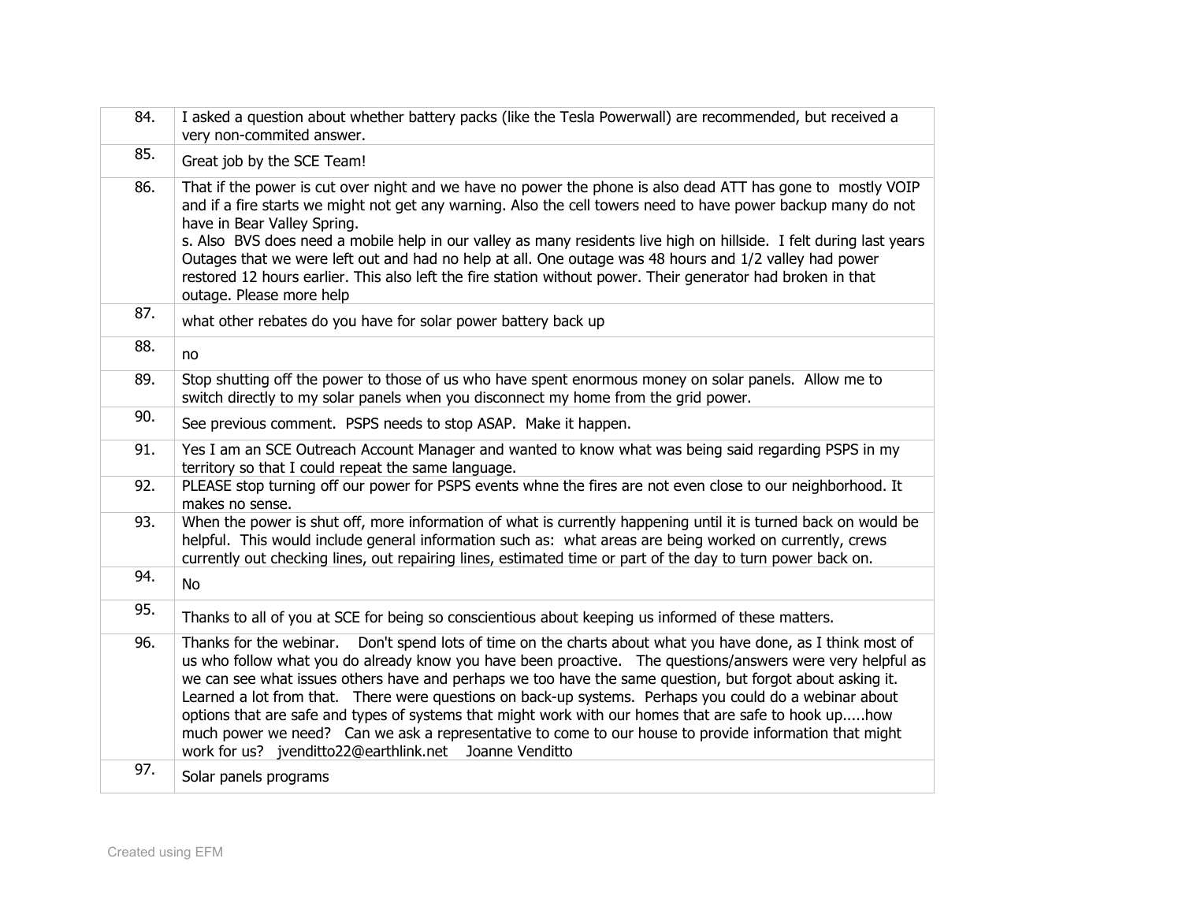| | |
|---|---|
| 84. | I asked a question about whether battery packs (like the Tesla Powerwall) are recommended, but received a very non-commited answer. |
| 85. | Great job by the SCE Team! |
| 86. | That if the power is cut over night and we have no power the phone is also dead ATT has gone to mostly VOIP and if a fire starts we might not get any warning. Also the cell towers need to have power backup many do not have in Bear Valley Spring.<br>s. Also BVS does need a mobile help in our valley as many residents live high on hillside. I felt during last years Outages that we were left out and had no help at all. One outage was 48 hours and 1/2 valley had power restored 12 hours earlier. This also left the fire station without power. Their generator had broken in that outage. Please more help |
| 87. | what other rebates do you have for solar power battery back up |
| 88. | no |
| 89. | Stop shutting off the power to those of us who have spent enormous money on solar panels. Allow me to switch directly to my solar panels when you disconnect my home from the grid power. |
| 90. | See previous comment. PSPS needs to stop ASAP. Make it happen. |
| 91. | Yes I am an SCE Outreach Account Manager and wanted to know what was being said regarding PSPS in my territory so that I could repeat the same language. |
| 92. | PLEASE stop turning off our power for PSPS events whne the fires are not even close to our neighborhood. It makes no sense. |
| 93. | When the power is shut off, more information of what is currently happening until it is turned back on would be helpful. This would include general information such as: what areas are being worked on currently, crews currently out checking lines, out repairing lines, estimated time or part of the day to turn power back on. |
| 94. | No |
| 95. | Thanks to all of you at SCE for being so conscientious about keeping us informed of these matters. |
| 96. | Thanks for the webinar. Don't spend lots of time on the charts about what you have done, as I think most of us who follow what you do already know you have been proactive. The questions/answers were very helpful as we can see what issues others have and perhaps we too have the same question, but forgot about asking it. Learned a lot from that. There were questions on back-up systems. Perhaps you could do a webinar about options that are safe and types of systems that might work with our homes that are safe to hook up.....how much power we need? Can we ask a representative to come to our house to provide information that might work for us? jvenditto22@earthlink.net Joanne Venditto |
| 97. | Solar panels programs |

Created using EFM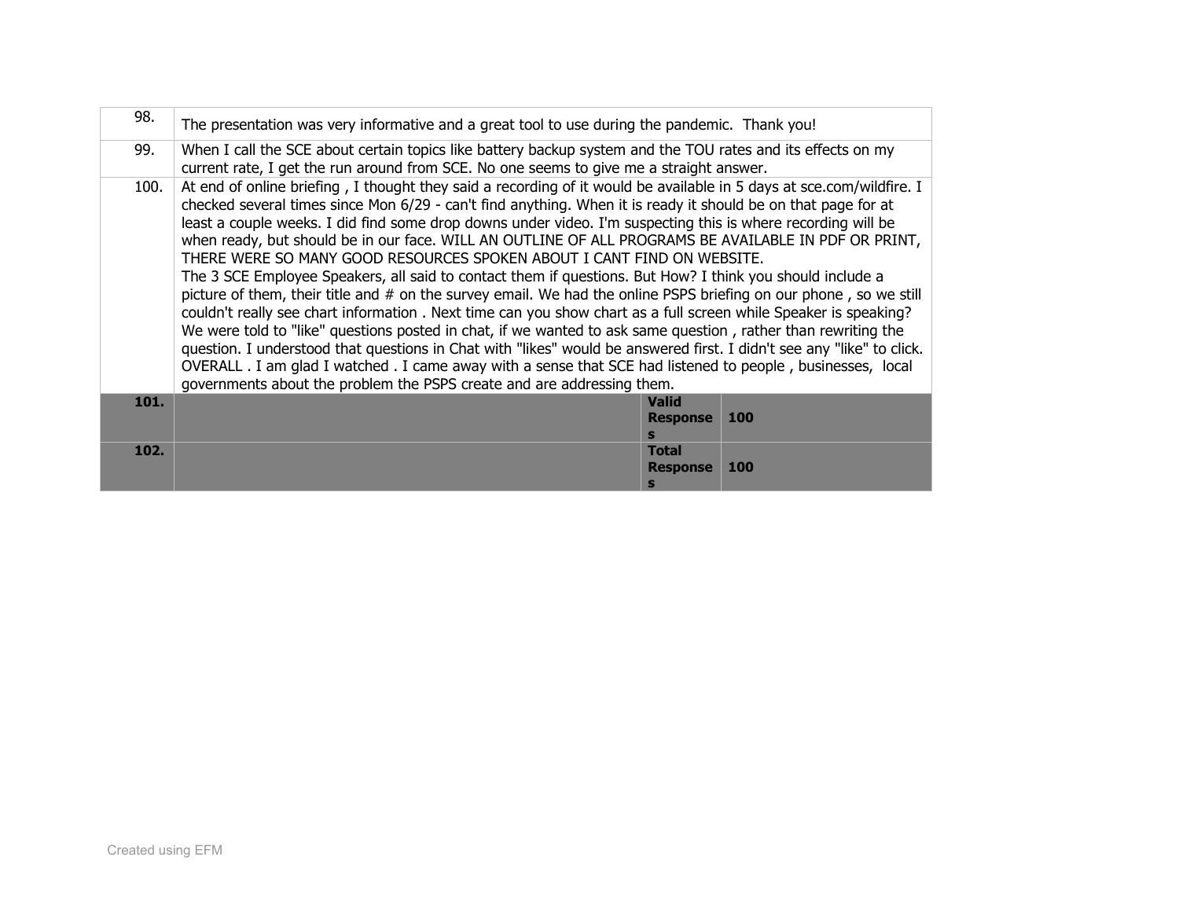| | | | |
|---|---|---|---|
| 98. | The presentation was very informative and a great tool to use during the pandemic. Thank you! | | |
| 99. | When I call the SCE about certain topics like battery backup system and the TOU rates and its effects on my current rate, I get the run around from SCE. No one seems to give me a straight answer. | | |
| 100. | At end of online briefing , I thought they said a recording of it would be available in 5 days at sce.com/wildfire. I checked several times since Mon 6/29 - can't find anything. When it is ready it should be on that page for at least a couple weeks. I did find some drop downs under video. I'm suspecting this is where recording will be when ready, but should be in our face. WILL AN OUTLINE OF ALL PROGRAMS BE AVAILABLE IN PDF OR PRINT, THERE WERE SO MANY GOOD RESOURCES SPOKEN ABOUT I CANT FIND ON WEBSITE. The 3 SCE Employee Speakers, all said to contact them if questions. But How? I think you should include a picture of them, their title and # on the survey email. We had the online PSPS briefing on our phone , so we still couldn't really see chart information . Next time can you show chart as a full screen while Speaker is speaking? We were told to "like" questions posted in chat, if we wanted to ask same question , rather than rewriting the question. I understood that questions in Chat with "likes" would be answered first. I didn't see any "like" to click. OVERALL . I am glad I watched . I came away with a sense that SCE had listened to people , businesses, local governments about the problem the PSPS create and are addressing them. | | |
| **101.** | | **Valid Responses** | **100** |
| **102.** | | **Total Responses** | **100** |

Created using EFM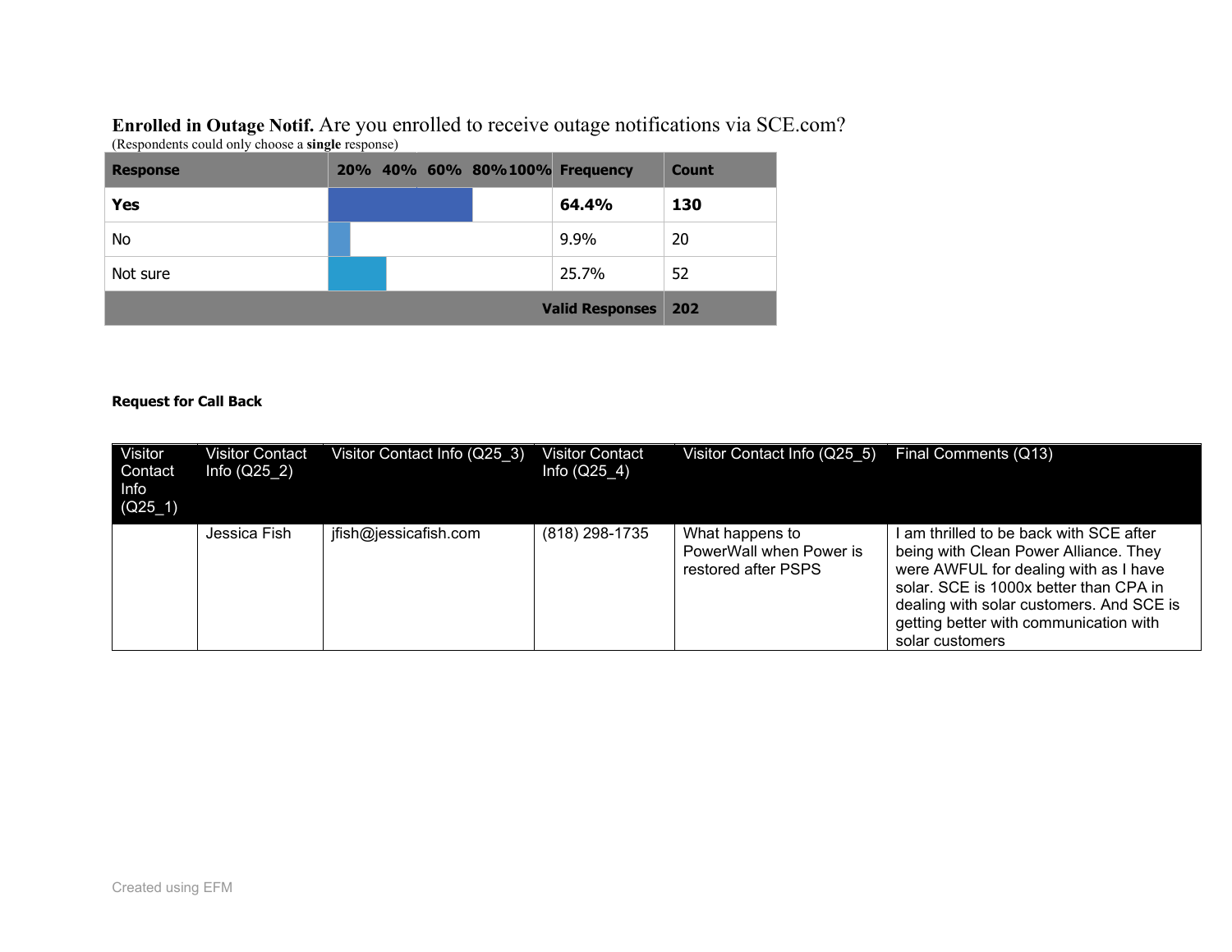**Enrolled in Outage Notif.** Are you enrolled to receive outage notifications via SCE.com?
(Respondents could only choose a **single** response)

| Response | 20% 40% 60% 80% 100% | Frequency | Count |
|---|---|---|---|
| **Yes** | | **64.4%** | **130** |
| No | | 9.9% | 20 |
| Not sure | | 25.7% | 52 |
| | | **Valid Responses** | **202** |

**Request for Call Back**

| Visitor Contact Info (Q25_1) | Visitor Contact Info (Q25_2) | Visitor Contact Info (Q25_3) | Visitor Contact Info (Q25_4) | Visitor Contact Info (Q25_5) | Final Comments (Q13) |
|---|---|---|---|---|---|
| | Jessica Fish | jfish@jessicafish.com | (818) 298-1735 | What happens to PowerWall when Power is restored after PSPS | I am thrilled to be back with SCE after being with Clean Power Alliance. They were AWFUL for dealing with as I have solar. SCE is 1000x better than CPA in dealing with solar customers. And SCE is getting better with communication with solar customers |

Created using EFM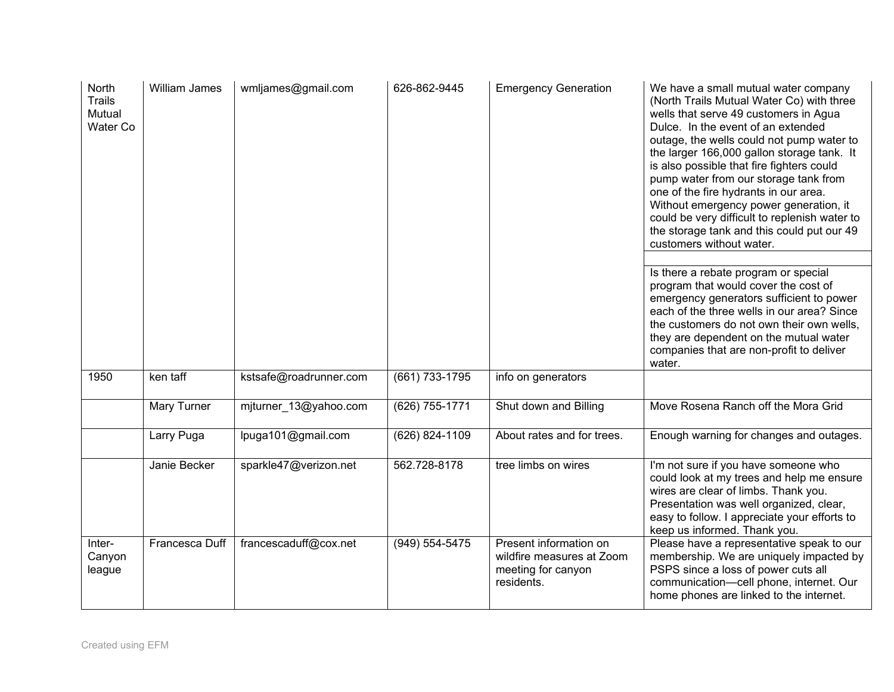| | | | | | |
|---|---|---|---|---|---|
| North Trails Mutual Water Co | William James | wmljames@gmail.com | 626-862-9445 | Emergency Generation | We have a small mutual water company (North Trails Mutual Water Co) with three wells that serve 49 customers in Agua Dulce. In the event of an extended outage, the wells could not pump water to the larger 166,000 gallon storage tank. It is also possible that fire fighters could pump water from our storage tank from one of the fire hydrants in our area. Without emergency power generation, it could be very difficult to replenish water to the storage tank and this could put our 49 customers without water.<br><br>Is there a rebate program or special program that would cover the cost of emergency generators sufficient to power each of the three wells in our area? Since the customers do not own their own wells, they are dependent on the mutual water companies that are non-profit to deliver water. |
| 1950 | ken taff | kstsafe@roadrunner.com | (661) 733-1795 | info on generators | |
| | Mary Turner | mjturner_13@yahoo.com | (626) 755-1771 | Shut down and Billing | Move Rosena Ranch off the Mora Grid |
| | Larry Puga | lpuga101@gmail.com | (626) 824-1109 | About rates and for trees. | Enough warning for changes and outages. |
| | Janie Becker | sparkle47@verizon.net | 562.728-8178 | tree limbs on wires | I'm not sure if you have someone who could look at my trees and help me ensure wires are clear of limbs. Thank you. Presentation was well organized, clear, easy to follow. I appreciate your efforts to keep us informed. Thank you. |
| Inter-Canyon league | Francesca Duff | francescaduff@cox.net | (949) 554-5475 | Present information on wildfire measures at Zoom meeting for canyon residents. | Please have a representative speak to our membership. We are uniquely impacted by PSPS since a loss of power cuts all communication—cell phone, internet. Our home phones are linked to the internet. |

Created using EFM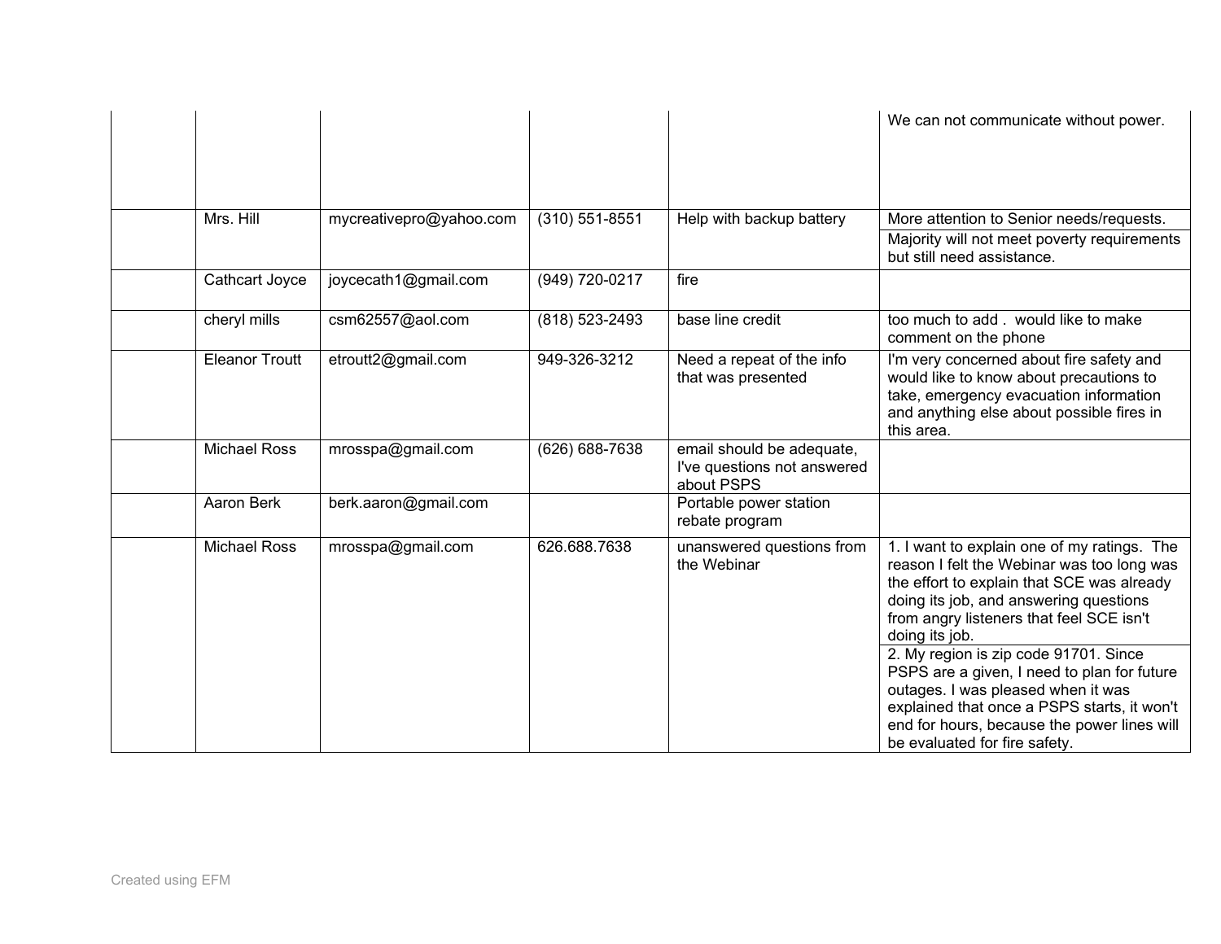| | | | | | |
|---|---|---|---|---|---|
| | | | | | We can not communicate without power. |
| | Mrs. Hill | mycreativepro@yahoo.com | (310) 551-8551 | Help with backup battery | More attention to Senior needs/requests. |
| | | | | | Majority will not meet poverty requirements but still need assistance. |
| | Cathcart Joyce | joycecath1@gmail.com | (949) 720-0217 | fire | |
| | cheryl mills | csm62557@aol.com | (818) 523-2493 | base line credit | too much to add . would like to make comment on the phone |
| | Eleanor Troutt | etroutt2@gmail.com | 949-326-3212 | Need a repeat of the info that was presented | I'm very concerned about fire safety and would like to know about precautions to take, emergency evacuation information and anything else about possible fires in this area. |
| | Michael Ross | mrosspa@gmail.com | (626) 688-7638 | email should be adequate, I've questions not answered about PSPS | |
| | Aaron Berk | berk.aaron@gmail.com | | Portable power station rebate program | |
| | Michael Ross | mrosspa@gmail.com | 626.688.7638 | unanswered questions from the Webinar | 1. I want to explain one of my ratings. The reason I felt the Webinar was too long was the effort to explain that SCE was already doing its job, and answering questions from angry listeners that feel SCE isn't doing its job. |
| | | | | | 2. My region is zip code 91701. Since PSPS are a given, I need to plan for future outages. I was pleased when it was explained that once a PSPS starts, it won't end for hours, because the power lines will be evaluated for fire safety. |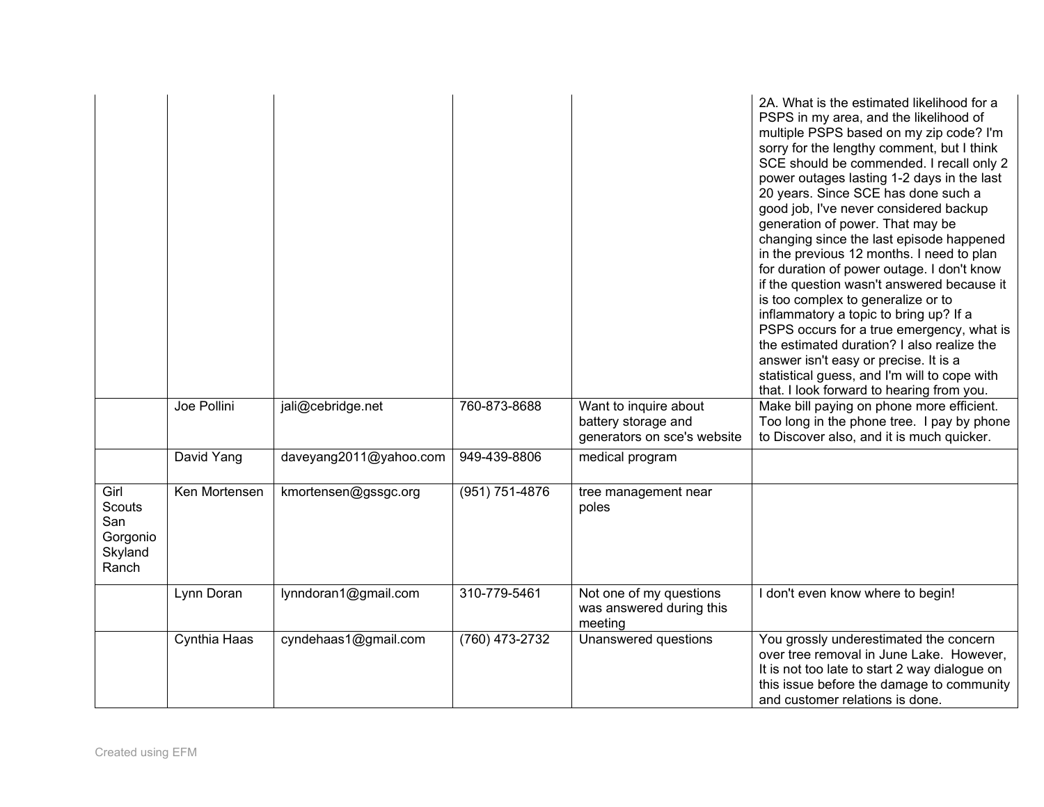| | | | | | |
|---|---|---|---|---|---|
| | | | | | 2A. What is the estimated likelihood for a PSPS in my area, and the likelihood of multiple PSPS based on my zip code? I'm sorry for the lengthy comment, but I think SCE should be commended. I recall only 2 power outages lasting 1-2 days in the last 20 years. Since SCE has done such a good job, I've never considered backup generation of power. That may be changing since the last episode happened in the previous 12 months. I need to plan for duration of power outage. I don't know if the question wasn't answered because it is too complex to generalize or to inflammatory a topic to bring up? If a PSPS occurs for a true emergency, what is the estimated duration? I also realize the answer isn't easy or precise. It is a statistical guess, and I'm will to cope with that. I look forward to hearing from you. |
| | Joe Pollini | jali@cebridge.net | 760-873-8688 | Want to inquire about battery storage and generators on sce's website | Make bill paying on phone more efficient. Too long in the phone tree. I pay by phone to Discover also, and it is much quicker. |
| | David Yang | daveyang2011@yahoo.com | 949-439-8806 | medical program | |
| Girl Scouts San Gorgonio Skyland Ranch | Ken Mortensen | kmortensen@gssgc.org | (951) 751-4876 | tree management near poles | |
| | Lynn Doran | lynndoran1@gmail.com | 310-779-5461 | Not one of my questions was answered during this meeting | I don't even know where to begin! |
| | Cynthia Haas | cyndehaas1@gmail.com | (760) 473-2732 | Unanswered questions | You grossly underestimated the concern over tree removal in June Lake. However, It is not too late to start 2 way dialogue on this issue before the damage to community and customer relations is done. |

Created using EFM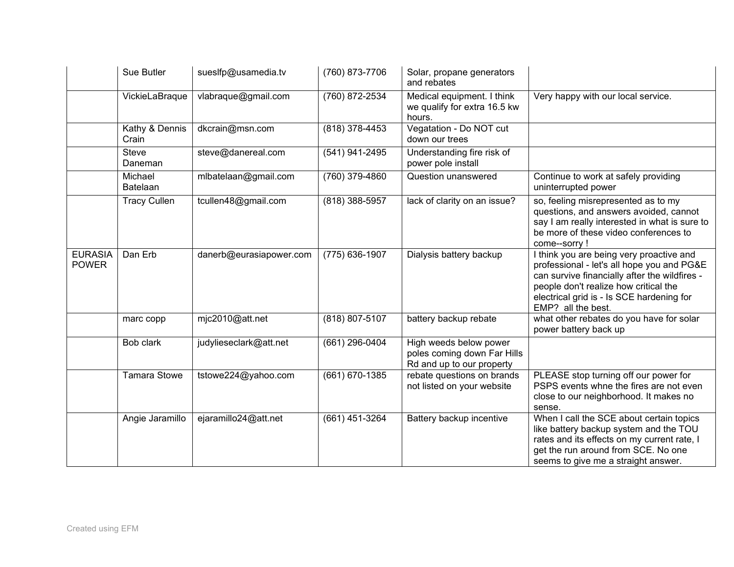| | | | | | |
|---|---|---|---|---|---|
| | Sue Butler | sueslfp@usamedia.tv | (760) 873-7706 | Solar, propane generators and rebates | |
| | VickieLaBraque | vlabraque@gmail.com | (760) 872-2534 | Medical equipment. I think we qualify for extra 16.5 kw hours. | Very happy with our local service. |
| | Kathy & Dennis Crain | dkcrain@msn.com | (818) 378-4453 | Vegatation - Do NOT cut down our trees | |
| | Steve Daneman | steve@danereal.com | (541) 941-2495 | Understanding fire risk of power pole install | |
| | Michael Batelaan | mlbatelaan@gmail.com | (760) 379-4860 | Question unanswered | Continue to work at safely providing uninterrupted power |
| | Tracy Cullen | tcullen48@gmail.com | (818) 388-5957 | lack of clarity on an issue? | so, feeling misrepresented as to my questions, and answers avoided, cannot say I am really interested in what is sure to be more of these video conferences to come--sorry ! |
| EURASIA POWER | Dan Erb | danerb@eurasiapower.com | (775) 636-1907 | Dialysis battery backup | I think you are being very proactive and professional - let's all hope you and PG&E can survive financially after the wildfires - people don't realize how critical the electrical grid is - Is SCE hardening for EMP? all the best. |
| | marc copp | mjc2010@att.net | (818) 807-5107 | battery backup rebate | what other rebates do you have for solar power battery back up |
| | Bob clark | judylieseclark@att.net | (661) 296-0404 | High weeds below power poles coming down Far Hills Rd and up to our property | |
| | Tamara Stowe | tstowe224@yahoo.com | (661) 670-1385 | rebate questions on brands not listed on your website | PLEASE stop turning off our power for PSPS events whne the fires are not even close to our neighborhood. It makes no sense. |
| | Angie Jaramillo | ejaramillo24@att.net | (661) 451-3264 | Battery backup incentive | When I call the SCE about certain topics like battery backup system and the TOU rates and its effects on my current rate, I get the run around from SCE. No one seems to give me a straight answer. |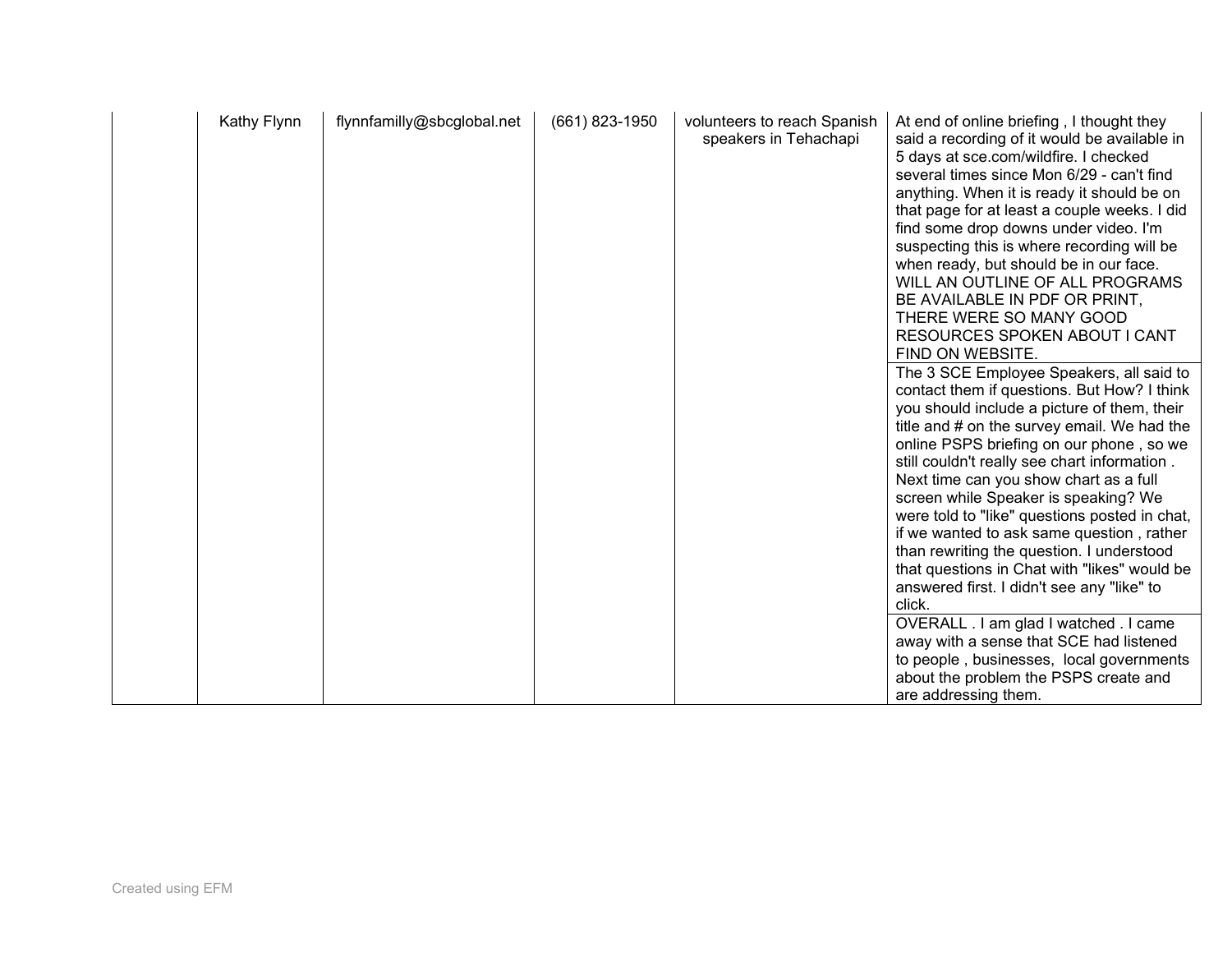| | | | | | |
|---|---|---|---|---|---|
| | Kathy Flynn | flynnfamilly@sbcglobal.net | (661) 823-1950 | volunteers to reach Spanish speakers in Tehachapi | At end of online briefing , I thought they said a recording of it would be available in 5 days at sce.com/wildfire. I checked several times since Mon 6/29 - can't find anything. When it is ready it should be on that page for at least a couple weeks. I did find some drop downs under video. I'm suspecting this is where recording will be when ready, but should be in our face. WILL AN OUTLINE OF ALL PROGRAMS BE AVAILABLE IN PDF OR PRINT, THERE WERE SO MANY GOOD RESOURCES SPOKEN ABOUT I CANT FIND ON WEBSITE. |
| | | | | | The 3 SCE Employee Speakers, all said to contact them if questions. But How? I think you should include a picture of them, their title and # on the survey email. We had the online PSPS briefing on our phone , so we still couldn't really see chart information . Next time can you show chart as a full screen while Speaker is speaking? We were told to "like" questions posted in chat, if we wanted to ask same question , rather than rewriting the question. I understood that questions in Chat with "likes" would be answered first. I didn't see any "like" to click. |
| | | | | | OVERALL . I am glad I watched . I came away with a sense that SCE had listened to people , businesses, local governments about the problem the PSPS create and are addressing them. |

Created using EFM